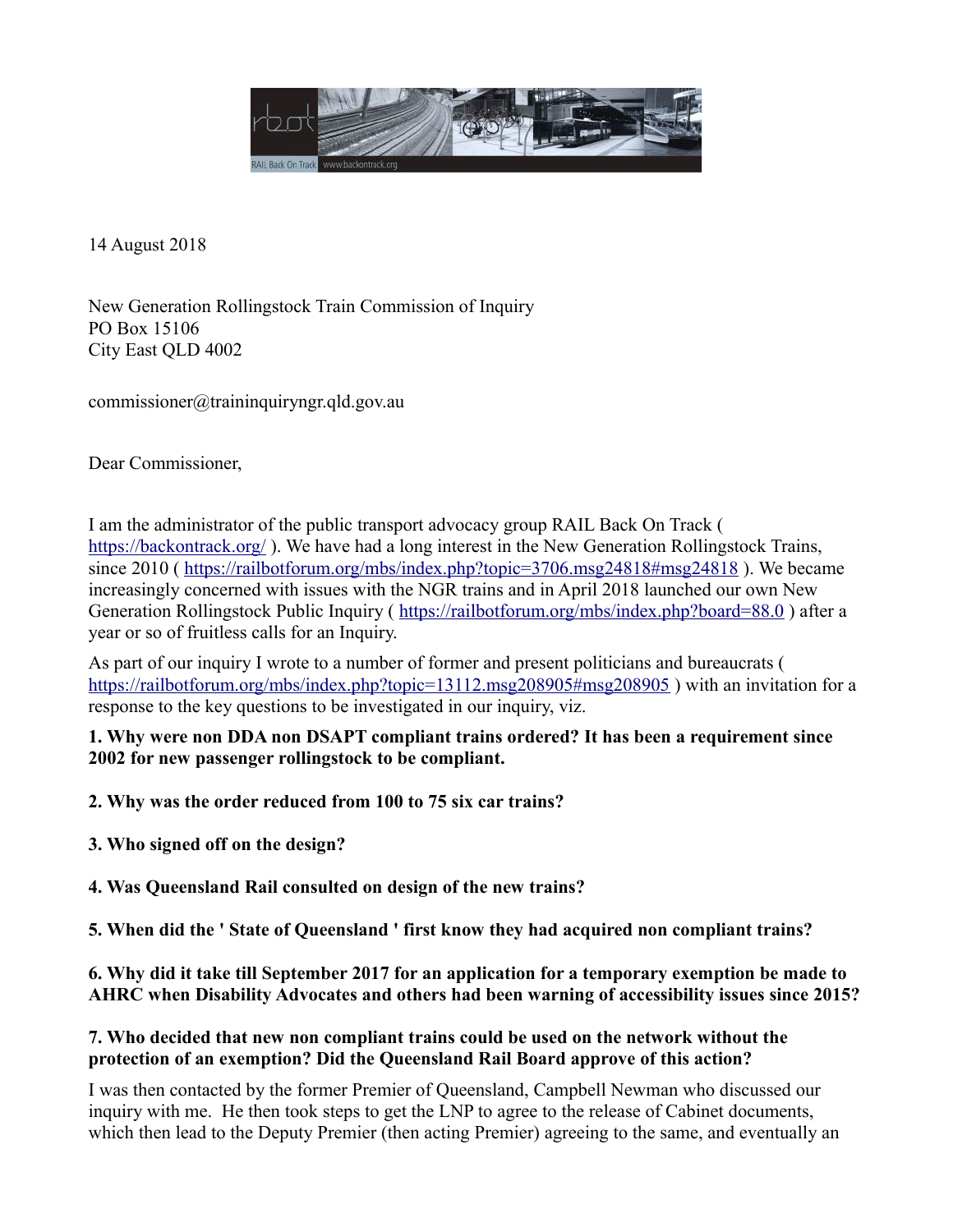14 August 2018

New Generation Rollingstock Train Commission of Inquiry
PO Box 15106
City East QLD 4002

commissioner@traininquiryngr.qld.gov.au

Dear Commissioner,

I am the administrator of the public transport advocacy group RAIL Back On Track ( https://backontrack.org/ ). We have had a long interest in the New Generation Rollingstock Trains, since 2010 ( https://railbotforum.org/mbs/index.php?topic=3706.msg24818#msg24818 ). We became increasingly concerned with issues with the NGR trains and in April 2018 launched our own New Generation Rollingstock Public Inquiry ( https://railbotforum.org/mbs/index.php?board=88.0 ) after a year or so of fruitless calls for an Inquiry.

As part of our inquiry I wrote to a number of former and present politicians and bureaucrats ( https://railbotforum.org/mbs/index.php?topic=13112.msg208905#msg208905 ) with an invitation for a response to the key questions to be investigated in our inquiry, viz.

**1. Why were non DDA non DSAPT compliant trains ordered? It has been a requirement since 2002 for new passenger rollingstock to be compliant.**

**2. Why was the order reduced from 100 to 75 six car trains?**

**3. Who signed off on the design?**

**4. Was Queensland Rail consulted on design of the new trains?**

**5. When did the ' State of Queensland ' first know they had acquired non compliant trains?**

**6. Why did it take till September 2017 for an application for a temporary exemption be made to AHRC when Disability Advocates and others had been warning of accessibility issues since 2015?**

**7. Who decided that new non compliant trains could be used on the network without the protection of an exemption? Did the Queensland Rail Board approve of this action?**

I was then contacted by the former Premier of Queensland, Campbell Newman who discussed our inquiry with me. He then took steps to get the LNP to agree to the release of Cabinet documents, which then lead to the Deputy Premier (then acting Premier) agreeing to the same, and eventually an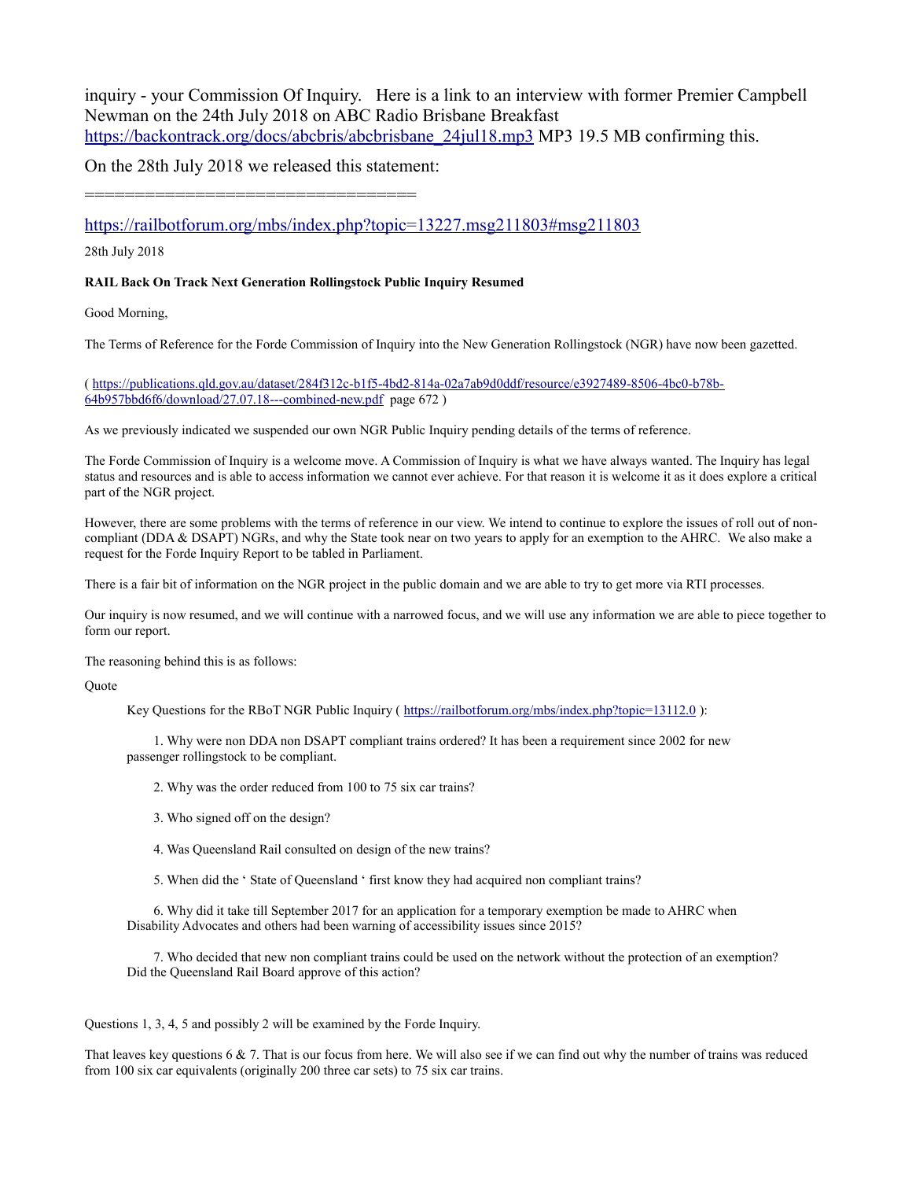inquiry - your Commission Of Inquiry. Here is a link to an interview with former Premier Campbell Newman on the 24th July 2018 on ABC Radio Brisbane Breakfast https://backontrack.org/docs/abcbris/abcbrisbane_24jul18.mp3 MP3 19.5 MB confirming this.

On the 28th July 2018 we released this statement:

==================================

https://railbotforum.org/mbs/index.php?topic=13227.msg211803#msg211803

28th July 2018

**RAIL Back On Track Next Generation Rollingstock Public Inquiry Resumed**

Good Morning,

The Terms of Reference for the Forde Commission of Inquiry into the New Generation Rollingstock (NGR) have now been gazetted.

( https://publications.qld.gov.au/dataset/284f312c-b1f5-4bd2-814a-02a7ab9d0ddf/resource/e3927489-8506-4bc0-b78b-64b957bbd6f6/download/27.07.18---combined-new.pdf page 672 )

As we previously indicated we suspended our own NGR Public Inquiry pending details of the terms of reference.

The Forde Commission of Inquiry is a welcome move. A Commission of Inquiry is what we have always wanted. The Inquiry has legal status and resources and is able to access information we cannot ever achieve. For that reason it is welcome it as it does explore a critical part of the NGR project.

However, there are some problems with the terms of reference in our view. We intend to continue to explore the issues of roll out of non-compliant (DDA & DSAPT) NGRs, and why the State took near on two years to apply for an exemption to the AHRC. We also make a request for the Forde Inquiry Report to be tabled in Parliament.

There is a fair bit of information on the NGR project in the public domain and we are able to try to get more via RTI processes.

Our inquiry is now resumed, and we will continue with a narrowed focus, and we will use any information we are able to piece together to form our report.

The reasoning behind this is as follows:

Quote

> Key Questions for the RBoT NGR Public Inquiry ( https://railbotforum.org/mbs/index.php?topic=13112.0 ):
>
> 1. Why were non DDA non DSAPT compliant trains ordered? It has been a requirement since 2002 for new passenger rollingstock to be compliant.
>
> 2. Why was the order reduced from 100 to 75 six car trains?
>
> 3. Who signed off on the design?
>
> 4. Was Queensland Rail consulted on design of the new trains?
>
> 5. When did the ‘ State of Queensland ‘ first know they had acquired non compliant trains?
>
> 6. Why did it take till September 2017 for an application for a temporary exemption be made to AHRC when Disability Advocates and others had been warning of accessibility issues since 2015?
>
> 7. Who decided that new non compliant trains could be used on the network without the protection of an exemption? Did the Queensland Rail Board approve of this action?

Questions 1, 3, 4, 5 and possibly 2 will be examined by the Forde Inquiry.

That leaves key questions 6 & 7. That is our focus from here. We will also see if we can find out why the number of trains was reduced from 100 six car equivalents (originally 200 three car sets) to 75 six car trains.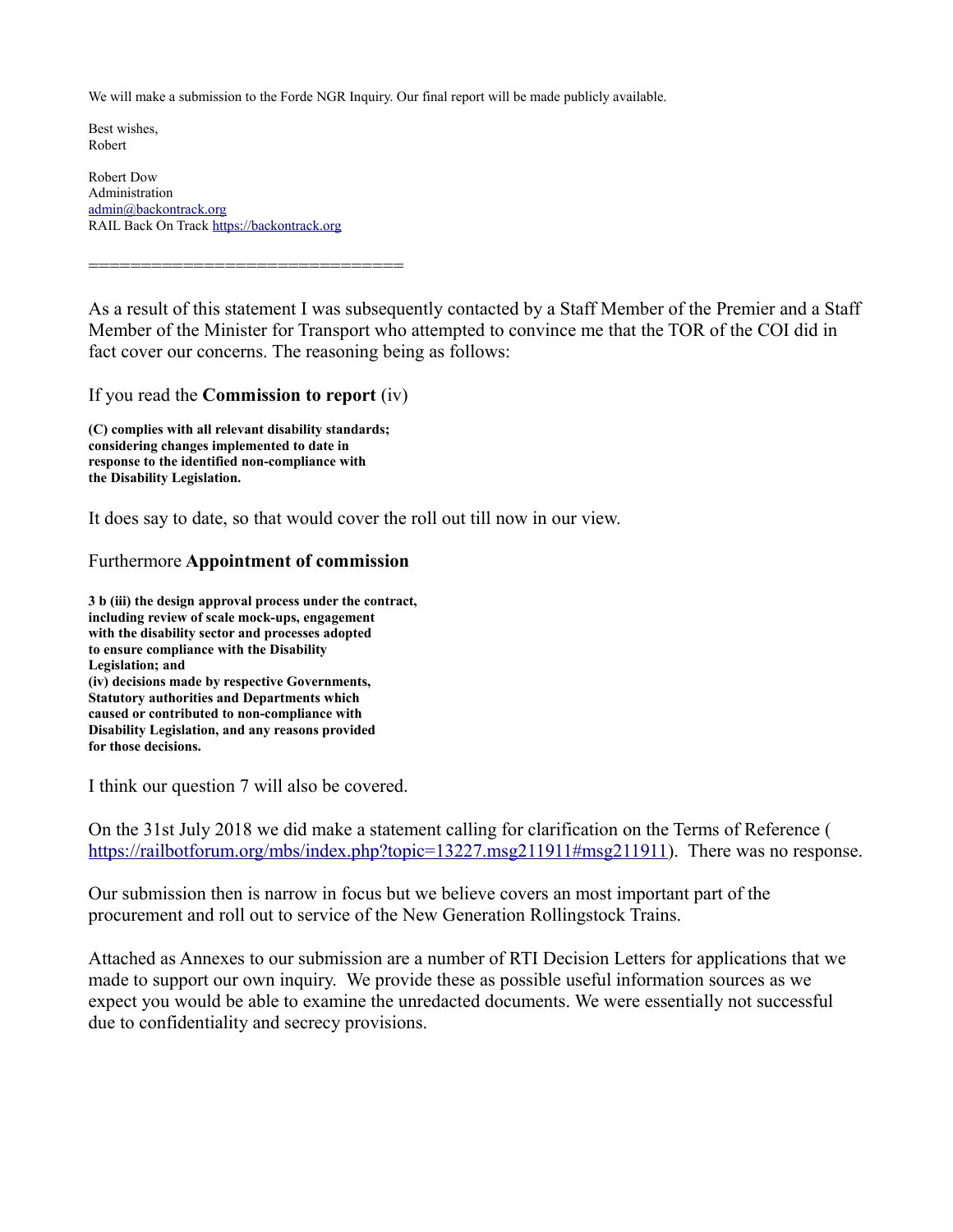We will make a submission to the Forde NGR Inquiry. Our final report will be made publicly available.

Best wishes,
Robert

Robert Dow
Administration
admin@backontrack.org
RAIL Back On Track https://backontrack.org

==============================

As a result of this statement I was subsequently contacted by a Staff Member of the Premier and a Staff Member of the Minister for Transport who attempted to convince me that the TOR of the COI did in fact cover our concerns. The reasoning being as follows:

If you read the **Commission to report** (iv)

**(C) complies with all relevant disability standards; considering changes implemented to date in response to the identified non-compliance with the Disability Legislation.**

It does say to date, so that would cover the roll out till now in our view.

Furthermore **Appointment of commission**

**3 b (iii) the design approval process under the contract, including review of scale mock-ups, engagement with the disability sector and processes adopted to ensure compliance with the Disability Legislation; and**
**(iv) decisions made by respective Governments, Statutory authorities and Departments which caused or contributed to non-compliance with Disability Legislation, and any reasons provided for those decisions.**

I think our question 7 will also be covered.

On the 31st July 2018 we did make a statement calling for clarification on the Terms of Reference ( https://railbotforum.org/mbs/index.php?topic=13227.msg211911#msg211911). There was no response.

Our submission then is narrow in focus but we believe covers an most important part of the procurement and roll out to service of the New Generation Rollingstock Trains.

Attached as Annexes to our submission are a number of RTI Decision Letters for applications that we made to support our own inquiry. We provide these as possible useful information sources as we expect you would be able to examine the unredacted documents. We were essentially not successful due to confidentiality and secrecy provisions.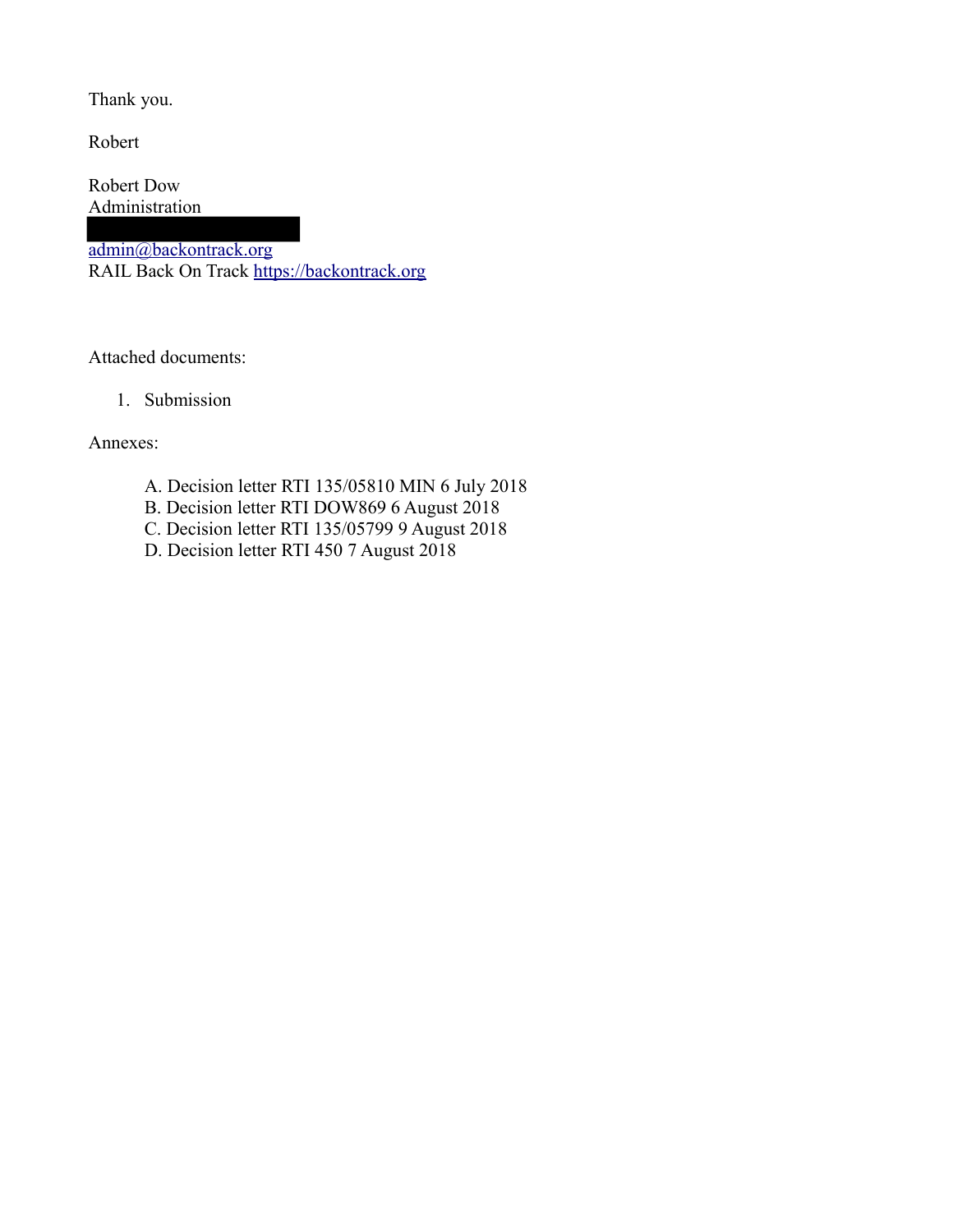Thank you.

Robert

Robert Dow
Administration

admin@backontrack.org
RAIL Back On Track https://backontrack.org

Attached documents:

1. Submission

Annexes:

A. Decision letter RTI 135/05810 MIN 6 July 2018
B. Decision letter RTI DOW869 6 August 2018
C. Decision letter RTI 135/05799 9 August 2018
D. Decision letter RTI 450 7 August 2018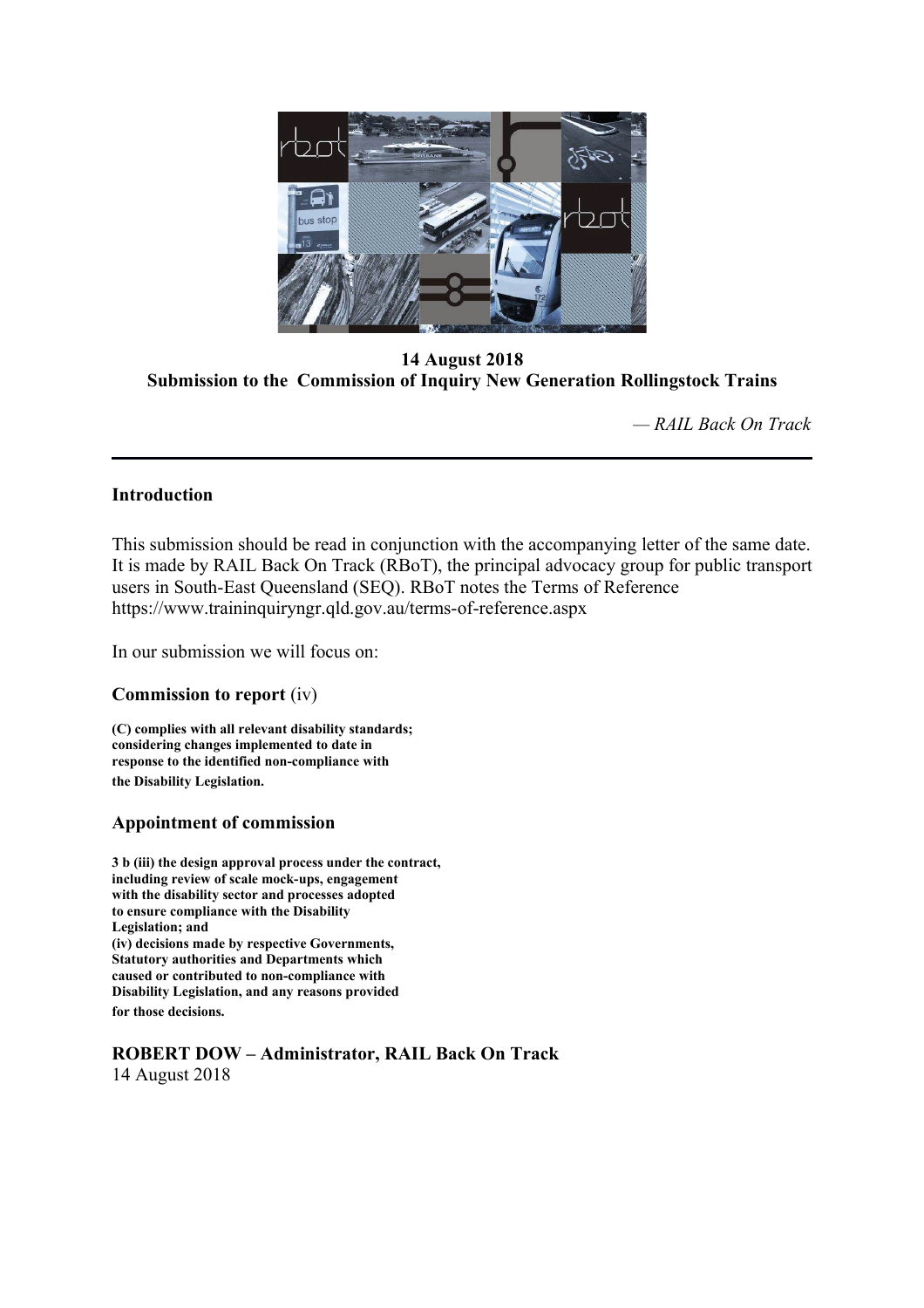**14 August 2018**
**Submission to the Commission of Inquiry New Generation Rollingstock Trains**

*— RAIL Back On Track*

---

### Introduction

This submission should be read in conjunction with the accompanying letter of the same date. It is made by RAIL Back On Track (RBoT), the principal advocacy group for public transport users in South-East Queensland (SEQ). RBoT notes the Terms of Reference https://www.traininquiryngr.qld.gov.au/terms-of-reference.aspx

In our submission we will focus on:

### Commission to report (iv)

**(C) complies with all relevant disability standards; considering changes implemented to date in response to the identified non-compliance with the Disability Legislation.**

### Appointment of commission

**3 b (iii) the design approval process under the contract, including review of scale mock-ups, engagement with the disability sector and processes adopted to ensure compliance with the Disability Legislation; and**
**(iv) decisions made by respective Governments, Statutory authorities and Departments which caused or contributed to non-compliance with Disability Legislation, and any reasons provided for those decisions.**

**ROBERT DOW – Administrator, RAIL Back On Track**
14 August 2018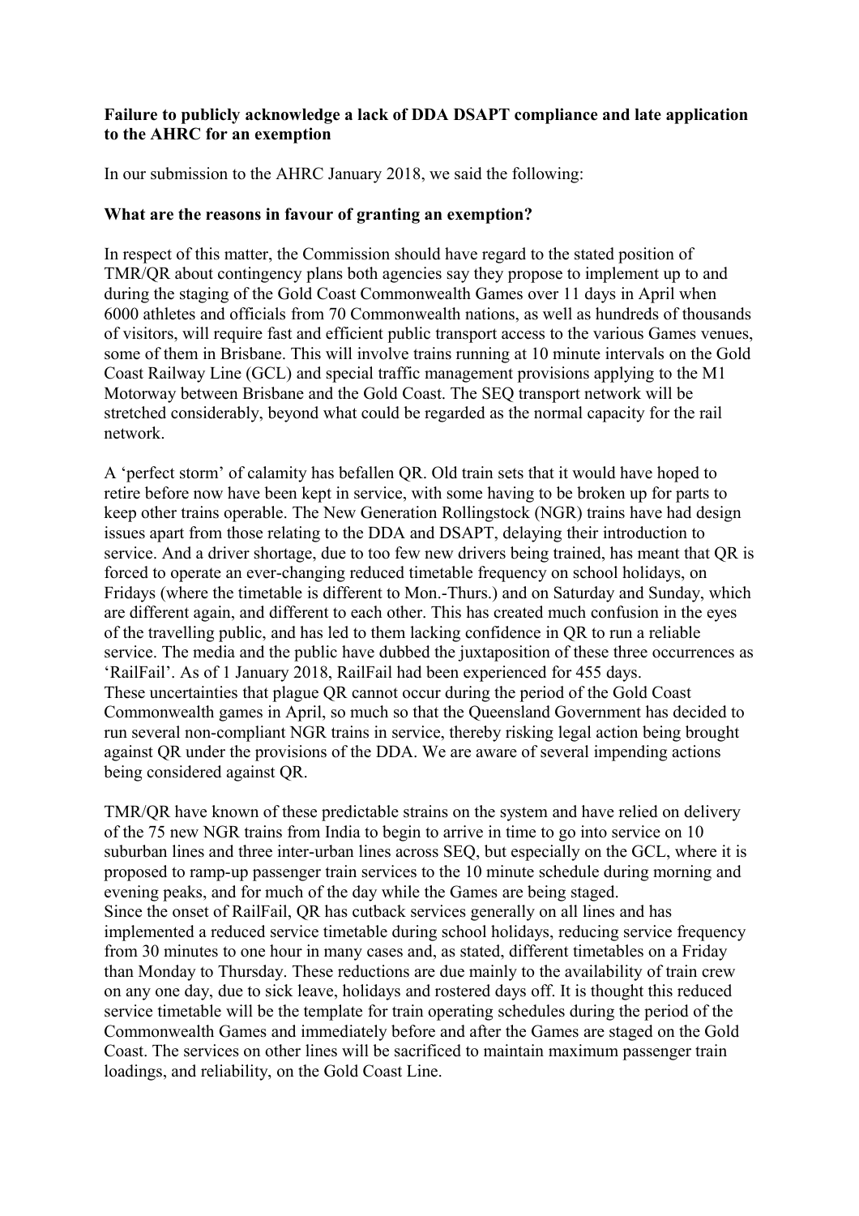**Failure to publicly acknowledge a lack of DDA DSAPT compliance and late application to the AHRC for an exemption**

In our submission to the AHRC January 2018, we said the following:

**What are the reasons in favour of granting an exemption?**

In respect of this matter, the Commission should have regard to the stated position of TMR/QR about contingency plans both agencies say they propose to implement up to and during the staging of the Gold Coast Commonwealth Games over 11 days in April when 6000 athletes and officials from 70 Commonwealth nations, as well as hundreds of thousands of visitors, will require fast and efficient public transport access to the various Games venues, some of them in Brisbane. This will involve trains running at 10 minute intervals on the Gold Coast Railway Line (GCL) and special traffic management provisions applying to the M1 Motorway between Brisbane and the Gold Coast. The SEQ transport network will be stretched considerably, beyond what could be regarded as the normal capacity for the rail network.

A 'perfect storm' of calamity has befallen QR. Old train sets that it would have hoped to retire before now have been kept in service, with some having to be broken up for parts to keep other trains operable. The New Generation Rollingstock (NGR) trains have had design issues apart from those relating to the DDA and DSAPT, delaying their introduction to service. And a driver shortage, due to too few new drivers being trained, has meant that QR is forced to operate an ever-changing reduced timetable frequency on school holidays, on Fridays (where the timetable is different to Mon.-Thurs.) and on Saturday and Sunday, which are different again, and different to each other. This has created much confusion in the eyes of the travelling public, and has led to them lacking confidence in QR to run a reliable service. The media and the public have dubbed the juxtaposition of these three occurrences as 'RailFail'. As of 1 January 2018, RailFail had been experienced for 455 days.
These uncertainties that plague QR cannot occur during the period of the Gold Coast Commonwealth games in April, so much so that the Queensland Government has decided to run several non-compliant NGR trains in service, thereby risking legal action being brought against QR under the provisions of the DDA. We are aware of several impending actions being considered against QR.

TMR/QR have known of these predictable strains on the system and have relied on delivery of the 75 new NGR trains from India to begin to arrive in time to go into service on 10 suburban lines and three inter-urban lines across SEQ, but especially on the GCL, where it is proposed to ramp-up passenger train services to the 10 minute schedule during morning and evening peaks, and for much of the day while the Games are being staged.
Since the onset of RailFail, QR has cutback services generally on all lines and has implemented a reduced service timetable during school holidays, reducing service frequency from 30 minutes to one hour in many cases and, as stated, different timetables on a Friday than Monday to Thursday. These reductions are due mainly to the availability of train crew on any one day, due to sick leave, holidays and rostered days off. It is thought this reduced service timetable will be the template for train operating schedules during the period of the Commonwealth Games and immediately before and after the Games are staged on the Gold Coast. The services on other lines will be sacrificed to maintain maximum passenger train loadings, and reliability, on the Gold Coast Line.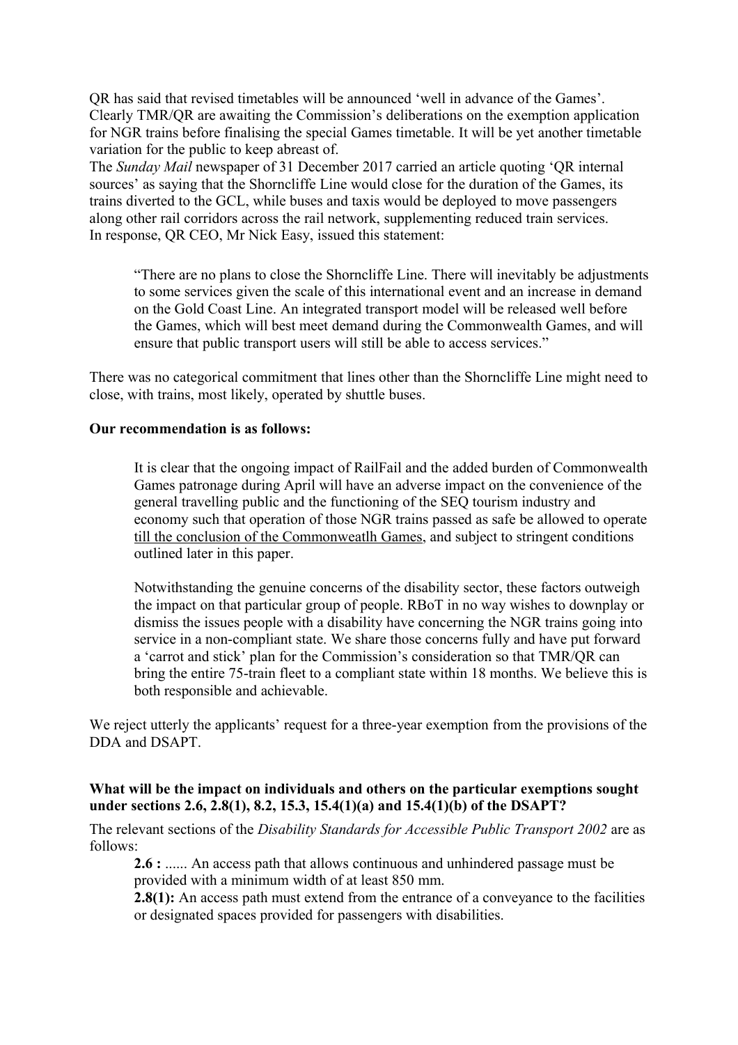QR has said that revised timetables will be announced 'well in advance of the Games'. Clearly TMR/QR are awaiting the Commission's deliberations on the exemption application for NGR trains before finalising the special Games timetable. It will be yet another timetable variation for the public to keep abreast of.

The *Sunday Mail* newspaper of 31 December 2017 carried an article quoting 'QR internal sources' as saying that the Shorncliffe Line would close for the duration of the Games, its trains diverted to the GCL, while buses and taxis would be deployed to move passengers along other rail corridors across the rail network, supplementing reduced train services. In response, QR CEO, Mr Nick Easy, issued this statement:

> "There are no plans to close the Shorncliffe Line. There will inevitably be adjustments to some services given the scale of this international event and an increase in demand on the Gold Coast Line. An integrated transport model will be released well before the Games, which will best meet demand during the Commonwealth Games, and will ensure that public transport users will still be able to access services."

There was no categorical commitment that lines other than the Shorncliffe Line might need to close, with trains, most likely, operated by shuttle buses.

**Our recommendation is as follows:**

> It is clear that the ongoing impact of RailFail and the added burden of Commonwealth Games patronage during April will have an adverse impact on the convenience of the general travelling public and the functioning of the SEQ tourism industry and economy such that operation of those NGR trains passed as safe be allowed to operate <u>till the conclusion of the Commonweatlh Games</u>, and subject to stringent conditions outlined later in this paper.
>
> Notwithstanding the genuine concerns of the disability sector, these factors outweigh the impact on that particular group of people. RBoT in no way wishes to downplay or dismiss the issues people with a disability have concerning the NGR trains going into service in a non-compliant state. We share those concerns fully and have put forward a 'carrot and stick' plan for the Commission's consideration so that TMR/QR can bring the entire 75-train fleet to a compliant state within 18 months. We believe this is both responsible and achievable.

We reject utterly the applicants' request for a three-year exemption from the provisions of the DDA and DSAPT.

**What will be the impact on individuals and others on the particular exemptions sought under sections 2.6, 2.8(1), 8.2, 15.3, 15.4(1)(a) and 15.4(1)(b) of the DSAPT?**

The relevant sections of the *Disability Standards for Accessible Public Transport 2002* are as follows:

> **2.6 :** ...... An access path that allows continuous and unhindered passage must be provided with a minimum width of at least 850 mm.
>
> **2.8(1):** An access path must extend from the entrance of a conveyance to the facilities or designated spaces provided for passengers with disabilities.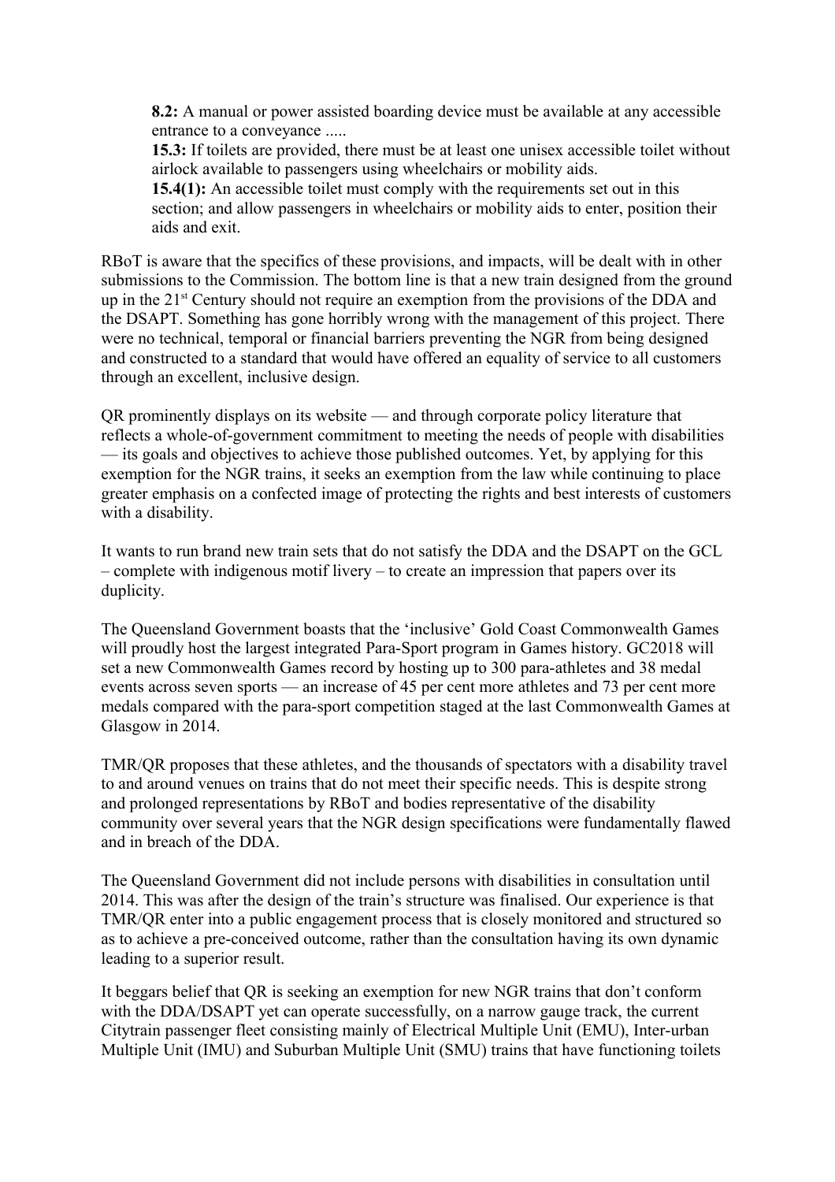> **8.2:** A manual or power assisted boarding device must be available at any accessible entrance to a conveyance .....
>
> **15.3:** If toilets are provided, there must be at least one unisex accessible toilet without airlock available to passengers using wheelchairs or mobility aids.
>
> **15.4(1):** An accessible toilet must comply with the requirements set out in this section; and allow passengers in wheelchairs or mobility aids to enter, position their aids and exit.

RBoT is aware that the specifics of these provisions, and impacts, will be dealt with in other submissions to the Commission. The bottom line is that a new train designed from the ground up in the 21st Century should not require an exemption from the provisions of the DDA and the DSAPT. Something has gone horribly wrong with the management of this project. There were no technical, temporal or financial barriers preventing the NGR from being designed and constructed to a standard that would have offered an equality of service to all customers through an excellent, inclusive design.

QR prominently displays on its website — and through corporate policy literature that reflects a whole-of-government commitment to meeting the needs of people with disabilities — its goals and objectives to achieve those published outcomes. Yet, by applying for this exemption for the NGR trains, it seeks an exemption from the law while continuing to place greater emphasis on a confected image of protecting the rights and best interests of customers with a disability.

It wants to run brand new train sets that do not satisfy the DDA and the DSAPT on the GCL – complete with indigenous motif livery – to create an impression that papers over its duplicity.

The Queensland Government boasts that the 'inclusive' Gold Coast Commonwealth Games will proudly host the largest integrated Para-Sport program in Games history. GC2018 will set a new Commonwealth Games record by hosting up to 300 para-athletes and 38 medal events across seven sports — an increase of 45 per cent more athletes and 73 per cent more medals compared with the para-sport competition staged at the last Commonwealth Games at Glasgow in 2014.

TMR/QR proposes that these athletes, and the thousands of spectators with a disability travel to and around venues on trains that do not meet their specific needs. This is despite strong and prolonged representations by RBoT and bodies representative of the disability community over several years that the NGR design specifications were fundamentally flawed and in breach of the DDA.

The Queensland Government did not include persons with disabilities in consultation until 2014. This was after the design of the train's structure was finalised. Our experience is that TMR/QR enter into a public engagement process that is closely monitored and structured so as to achieve a pre-conceived outcome, rather than the consultation having its own dynamic leading to a superior result.

It beggars belief that QR is seeking an exemption for new NGR trains that don't conform with the DDA/DSAPT yet can operate successfully, on a narrow gauge track, the current Citytrain passenger fleet consisting mainly of Electrical Multiple Unit (EMU), Inter-urban Multiple Unit (IMU) and Suburban Multiple Unit (SMU) trains that have functioning toilets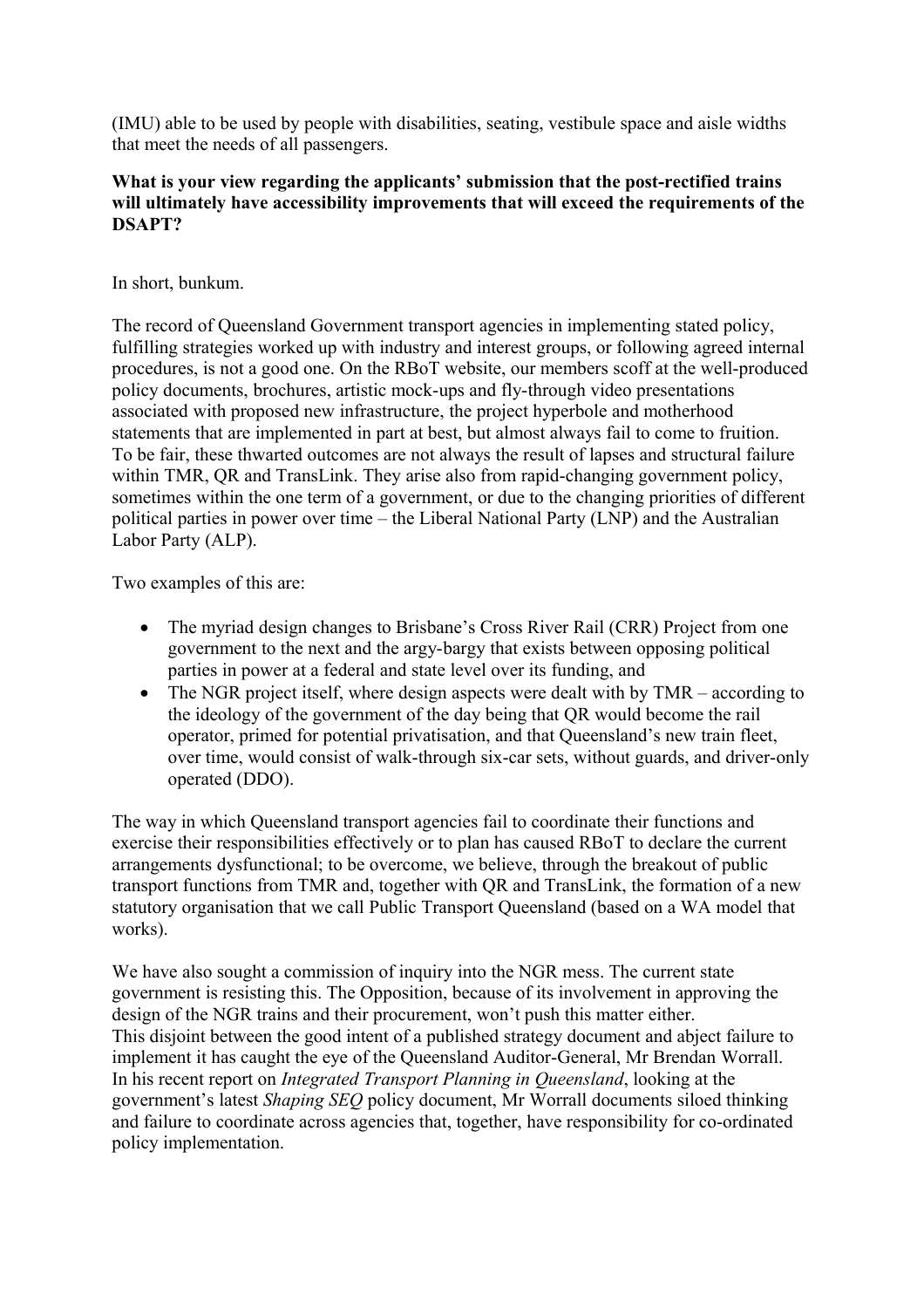(IMU) able to be used by people with disabilities, seating, vestibule space and aisle widths that meet the needs of all passengers.

**What is your view regarding the applicants' submission that the post-rectified trains will ultimately have accessibility improvements that will exceed the requirements of the DSAPT?**

In short, bunkum.

The record of Queensland Government transport agencies in implementing stated policy, fulfilling strategies worked up with industry and interest groups, or following agreed internal procedures, is not a good one. On the RBoT website, our members scoff at the well-produced policy documents, brochures, artistic mock-ups and fly-through video presentations associated with proposed new infrastructure, the project hyperbole and motherhood statements that are implemented in part at best, but almost always fail to come to fruition. To be fair, these thwarted outcomes are not always the result of lapses and structural failure within TMR, QR and TransLink. They arise also from rapid-changing government policy, sometimes within the one term of a government, or due to the changing priorities of different political parties in power over time – the Liberal National Party (LNP) and the Australian Labor Party (ALP).

Two examples of this are:

- The myriad design changes to Brisbane's Cross River Rail (CRR) Project from one government to the next and the argy-bargy that exists between opposing political parties in power at a federal and state level over its funding, and
- The NGR project itself, where design aspects were dealt with by TMR – according to the ideology of the government of the day being that QR would become the rail operator, primed for potential privatisation, and that Queensland's new train fleet, over time, would consist of walk-through six-car sets, without guards, and driver-only operated (DDO).

The way in which Queensland transport agencies fail to coordinate their functions and exercise their responsibilities effectively or to plan has caused RBoT to declare the current arrangements dysfunctional; to be overcome, we believe, through the breakout of public transport functions from TMR and, together with QR and TransLink, the formation of a new statutory organisation that we call Public Transport Queensland (based on a WA model that works).

We have also sought a commission of inquiry into the NGR mess. The current state government is resisting this. The Opposition, because of its involvement in approving the design of the NGR trains and their procurement, won't push this matter either. This disjoint between the good intent of a published strategy document and abject failure to implement it has caught the eye of the Queensland Auditor-General, Mr Brendan Worrall. In his recent report on *Integrated Transport Planning in Queensland*, looking at the government's latest *Shaping SEQ* policy document, Mr Worrall documents siloed thinking and failure to coordinate across agencies that, together, have responsibility for co-ordinated policy implementation.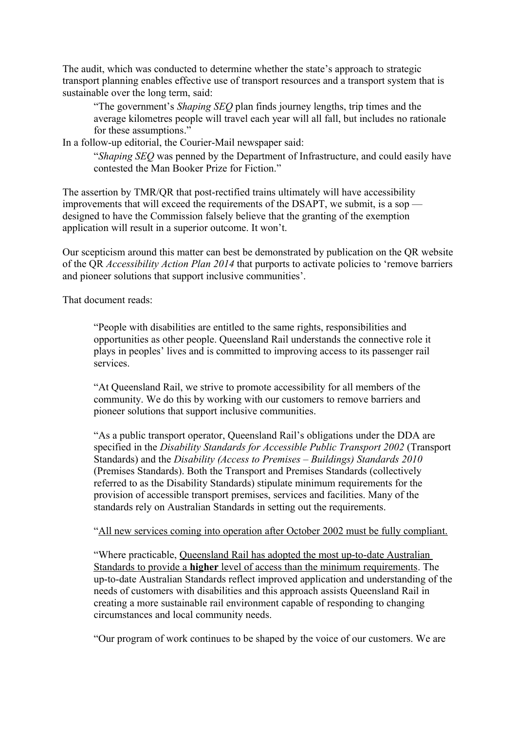The audit, which was conducted to determine whether the state's approach to strategic transport planning enables effective use of transport resources and a transport system that is sustainable over the long term, said:

> "The government's *Shaping SEQ* plan finds journey lengths, trip times and the average kilometres people will travel each year will all fall, but includes no rationale for these assumptions."

In a follow-up editorial, the Courier-Mail newspaper said:

> "*Shaping SEQ* was penned by the Department of Infrastructure, and could easily have contested the Man Booker Prize for Fiction."

The assertion by TMR/QR that post-rectified trains ultimately will have accessibility improvements that will exceed the requirements of the DSAPT, we submit, is a sop — designed to have the Commission falsely believe that the granting of the exemption application will result in a superior outcome. It won't.

Our scepticism around this matter can best be demonstrated by publication on the QR website of the QR *Accessibility Action Plan 2014* that purports to activate policies to 'remove barriers and pioneer solutions that support inclusive communities'.

That document reads:

> "People with disabilities are entitled to the same rights, responsibilities and opportunities as other people. Queensland Rail understands the connective role it plays in peoples' lives and is committed to improving access to its passenger rail services.
>
> "At Queensland Rail, we strive to promote accessibility for all members of the community. We do this by working with our customers to remove barriers and pioneer solutions that support inclusive communities.
>
> "As a public transport operator, Queensland Rail's obligations under the DDA are specified in the *Disability Standards for Accessible Public Transport 2002* (Transport Standards) and the *Disability (Access to Premises – Buildings) Standards 2010* (Premises Standards). Both the Transport and Premises Standards (collectively referred to as the Disability Standards) stipulate minimum requirements for the provision of accessible transport premises, services and facilities. Many of the standards rely on Australian Standards in setting out the requirements.
>
> "<u>All new services coming into operation after October 2002 must be fully compliant.</u>
>
> "Where practicable, <u>Queensland Rail has adopted the most up-to-date Australian Standards to provide a **higher** level of access than the minimum requirements</u>. The up-to-date Australian Standards reflect improved application and understanding of the needs of customers with disabilities and this approach assists Queensland Rail in creating a more sustainable rail environment capable of responding to changing circumstances and local community needs.
>
> "Our program of work continues to be shaped by the voice of our customers. We are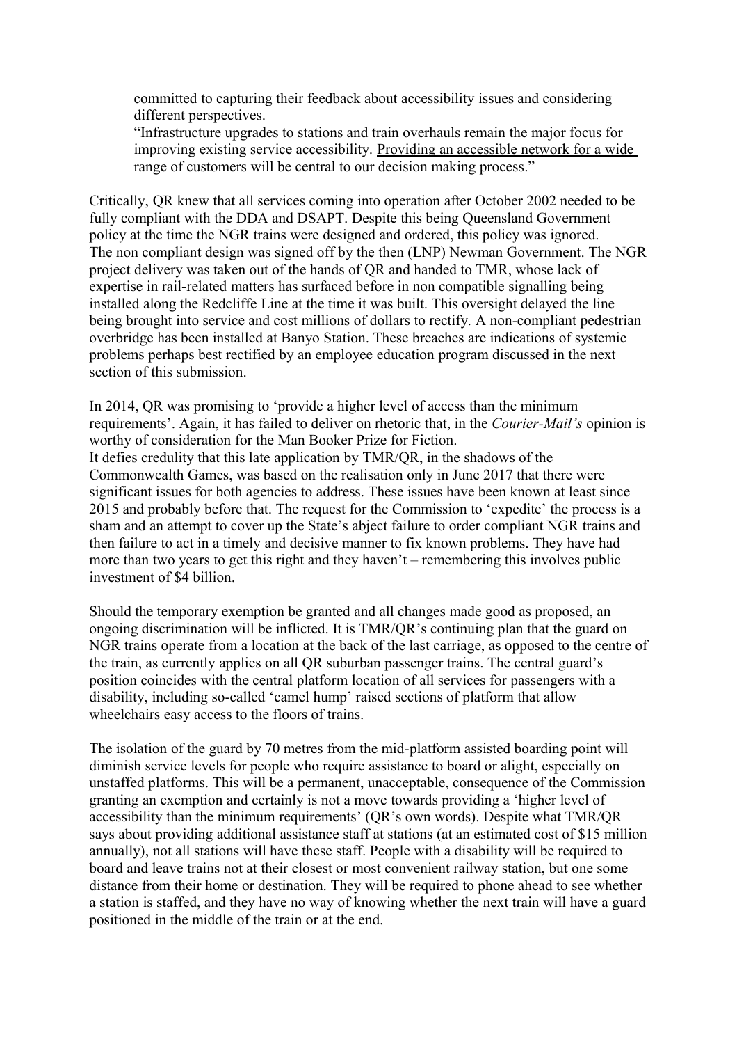> committed to capturing their feedback about accessibility issues and considering different perspectives.
> "Infrastructure upgrades to stations and train overhauls remain the major focus for improving existing service accessibility. <u>Providing an accessible network for a wide range of customers will be central to our decision making process</u>."

Critically, QR knew that all services coming into operation after October 2002 needed to be fully compliant with the DDA and DSAPT. Despite this being Queensland Government policy at the time the NGR trains were designed and ordered, this policy was ignored. The non compliant design was signed off by the then (LNP) Newman Government. The NGR project delivery was taken out of the hands of QR and handed to TMR, whose lack of expertise in rail-related matters has surfaced before in non compatible signalling being installed along the Redcliffe Line at the time it was built. This oversight delayed the line being brought into service and cost millions of dollars to rectify. A non-compliant pedestrian overbridge has been installed at Banyo Station. These breaches are indications of systemic problems perhaps best rectified by an employee education program discussed in the next section of this submission.

In 2014, QR was promising to 'provide a higher level of access than the minimum requirements'. Again, it has failed to deliver on rhetoric that, in the *Courier-Mail's* opinion is worthy of consideration for the Man Booker Prize for Fiction.
It defies credulity that this late application by TMR/QR, in the shadows of the Commonwealth Games, was based on the realisation only in June 2017 that there were significant issues for both agencies to address. These issues have been known at least since 2015 and probably before that. The request for the Commission to 'expedite' the process is a sham and an attempt to cover up the State's abject failure to order compliant NGR trains and then failure to act in a timely and decisive manner to fix known problems. They have had more than two years to get this right and they haven't – remembering this involves public investment of $4 billion.

Should the temporary exemption be granted and all changes made good as proposed, an ongoing discrimination will be inflicted. It is TMR/QR's continuing plan that the guard on NGR trains operate from a location at the back of the last carriage, as opposed to the centre of the train, as currently applies on all QR suburban passenger trains. The central guard's position coincides with the central platform location of all services for passengers with a disability, including so-called 'camel hump' raised sections of platform that allow wheelchairs easy access to the floors of trains.

The isolation of the guard by 70 metres from the mid-platform assisted boarding point will diminish service levels for people who require assistance to board or alight, especially on unstaffed platforms. This will be a permanent, unacceptable, consequence of the Commission granting an exemption and certainly is not a move towards providing a 'higher level of accessibility than the minimum requirements' (QR's own words). Despite what TMR/QR says about providing additional assistance staff at stations (at an estimated cost of $15 million annually), not all stations will have these staff. People with a disability will be required to board and leave trains not at their closest or most convenient railway station, but one some distance from their home or destination. They will be required to phone ahead to see whether a station is staffed, and they have no way of knowing whether the next train will have a guard positioned in the middle of the train or at the end.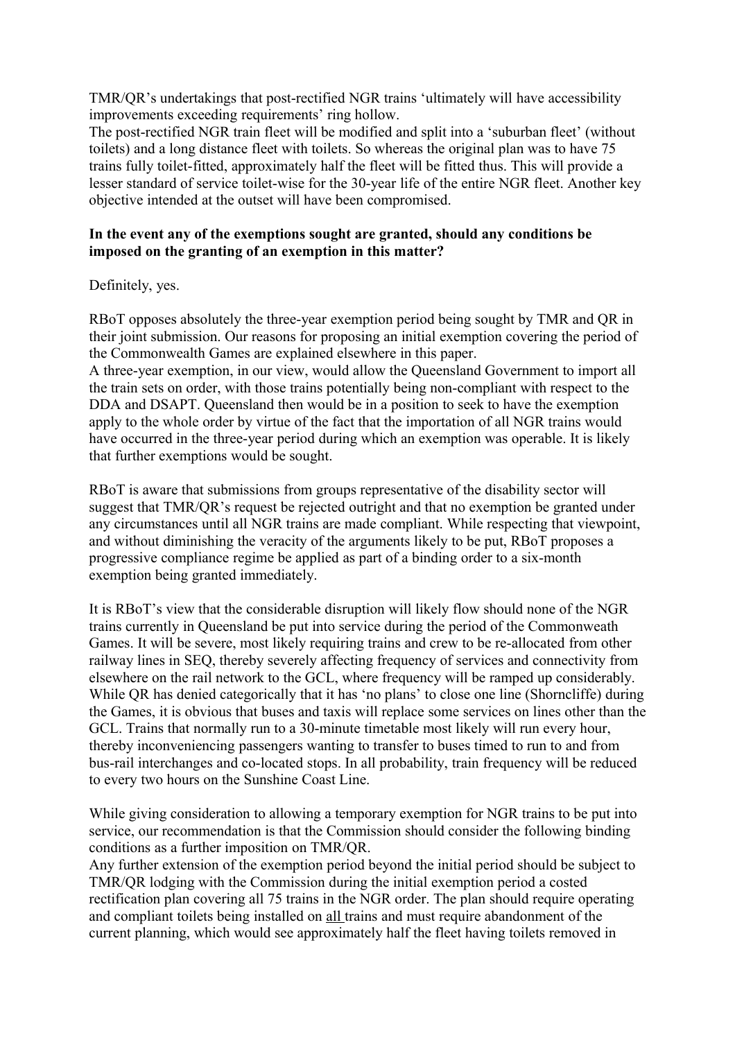TMR/QR's undertakings that post-rectified NGR trains 'ultimately will have accessibility improvements exceeding requirements' ring hollow.
The post-rectified NGR train fleet will be modified and split into a 'suburban fleet' (without toilets) and a long distance fleet with toilets. So whereas the original plan was to have 75 trains fully toilet-fitted, approximately half the fleet will be fitted thus. This will provide a lesser standard of service toilet-wise for the 30-year life of the entire NGR fleet. Another key objective intended at the outset will have been compromised.

**In the event any of the exemptions sought are granted, should any conditions be imposed on the granting of an exemption in this matter?**

Definitely, yes.

RBoT opposes absolutely the three-year exemption period being sought by TMR and QR in their joint submission. Our reasons for proposing an initial exemption covering the period of the Commonwealth Games are explained elsewhere in this paper.
A three-year exemption, in our view, would allow the Queensland Government to import all the train sets on order, with those trains potentially being non-compliant with respect to the DDA and DSAPT. Queensland then would be in a position to seek to have the exemption apply to the whole order by virtue of the fact that the importation of all NGR trains would have occurred in the three-year period during which an exemption was operable. It is likely that further exemptions would be sought.

RBoT is aware that submissions from groups representative of the disability sector will suggest that TMR/QR's request be rejected outright and that no exemption be granted under any circumstances until all NGR trains are made compliant. While respecting that viewpoint, and without diminishing the veracity of the arguments likely to be put, RBoT proposes a progressive compliance regime be applied as part of a binding order to a six-month exemption being granted immediately.

It is RBoT's view that the considerable disruption will likely flow should none of the NGR trains currently in Queensland be put into service during the period of the Commonweath Games. It will be severe, most likely requiring trains and crew to be re-allocated from other railway lines in SEQ, thereby severely affecting frequency of services and connectivity from elsewhere on the rail network to the GCL, where frequency will be ramped up considerably. While QR has denied categorically that it has 'no plans' to close one line (Shorncliffe) during the Games, it is obvious that buses and taxis will replace some services on lines other than the GCL. Trains that normally run to a 30-minute timetable most likely will run every hour, thereby inconveniencing passengers wanting to transfer to buses timed to run to and from bus-rail interchanges and co-located stops. In all probability, train frequency will be reduced to every two hours on the Sunshine Coast Line.

While giving consideration to allowing a temporary exemption for NGR trains to be put into service, our recommendation is that the Commission should consider the following binding conditions as a further imposition on TMR/QR.
Any further extension of the exemption period beyond the initial period should be subject to TMR/QR lodging with the Commission during the initial exemption period a costed rectification plan covering all 75 trains in the NGR order. The plan should require operating and compliant toilets being installed on <u>all</u> trains and must require abandonment of the current planning, which would see approximately half the fleet having toilets removed in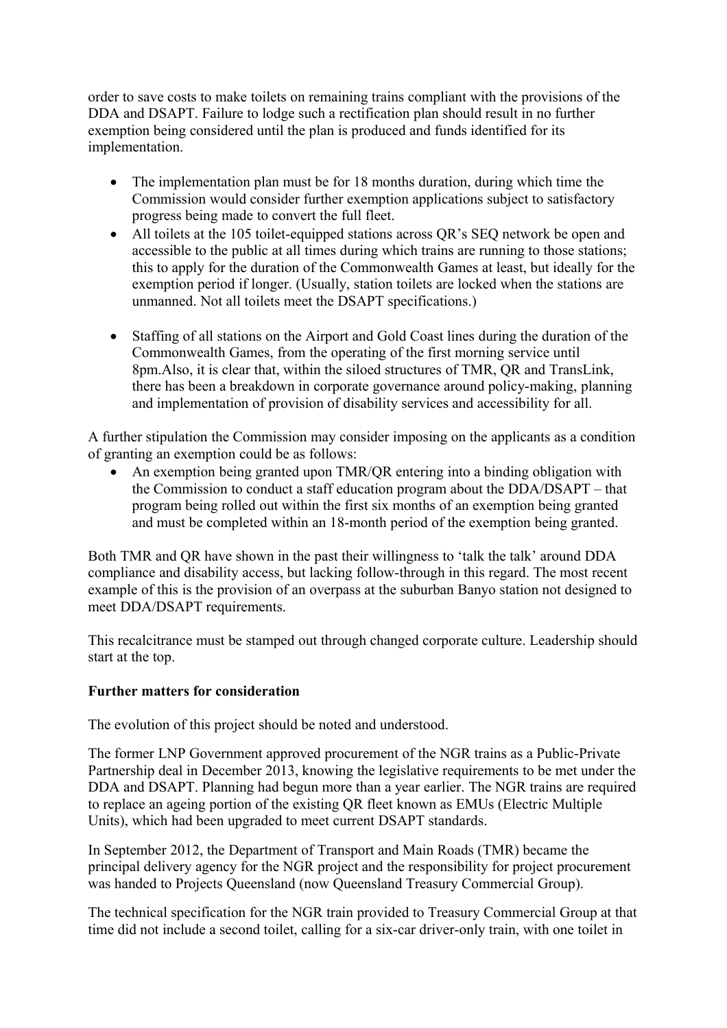order to save costs to make toilets on remaining trains compliant with the provisions of the DDA and DSAPT. Failure to lodge such a rectification plan should result in no further exemption being considered until the plan is produced and funds identified for its implementation.

- The implementation plan must be for 18 months duration, during which time the Commission would consider further exemption applications subject to satisfactory progress being made to convert the full fleet.
- All toilets at the 105 toilet-equipped stations across QR's SEQ network be open and accessible to the public at all times during which trains are running to those stations; this to apply for the duration of the Commonwealth Games at least, but ideally for the exemption period if longer. (Usually, station toilets are locked when the stations are unmanned. Not all toilets meet the DSAPT specifications.)

- Staffing of all stations on the Airport and Gold Coast lines during the duration of the Commonwealth Games, from the operating of the first morning service until 8pm.Also, it is clear that, within the siloed structures of TMR, QR and TransLink, there has been a breakdown in corporate governance around policy-making, planning and implementation of provision of disability services and accessibility for all.

A further stipulation the Commission may consider imposing on the applicants as a condition of granting an exemption could be as follows:

- An exemption being granted upon TMR/QR entering into a binding obligation with the Commission to conduct a staff education program about the DDA/DSAPT – that program being rolled out within the first six months of an exemption being granted and must be completed within an 18-month period of the exemption being granted.

Both TMR and QR have shown in the past their willingness to 'talk the talk' around DDA compliance and disability access, but lacking follow-through in this regard. The most recent example of this is the provision of an overpass at the suburban Banyo station not designed to meet DDA/DSAPT requirements.

This recalcitrance must be stamped out through changed corporate culture. Leadership should start at the top.

**Further matters for consideration**

The evolution of this project should be noted and understood.

The former LNP Government approved procurement of the NGR trains as a Public-Private Partnership deal in December 2013, knowing the legislative requirements to be met under the DDA and DSAPT. Planning had begun more than a year earlier. The NGR trains are required to replace an ageing portion of the existing QR fleet known as EMUs (Electric Multiple Units), which had been upgraded to meet current DSAPT standards.

In September 2012, the Department of Transport and Main Roads (TMR) became the principal delivery agency for the NGR project and the responsibility for project procurement was handed to Projects Queensland (now Queensland Treasury Commercial Group).

The technical specification for the NGR train provided to Treasury Commercial Group at that time did not include a second toilet, calling for a six-car driver-only train, with one toilet in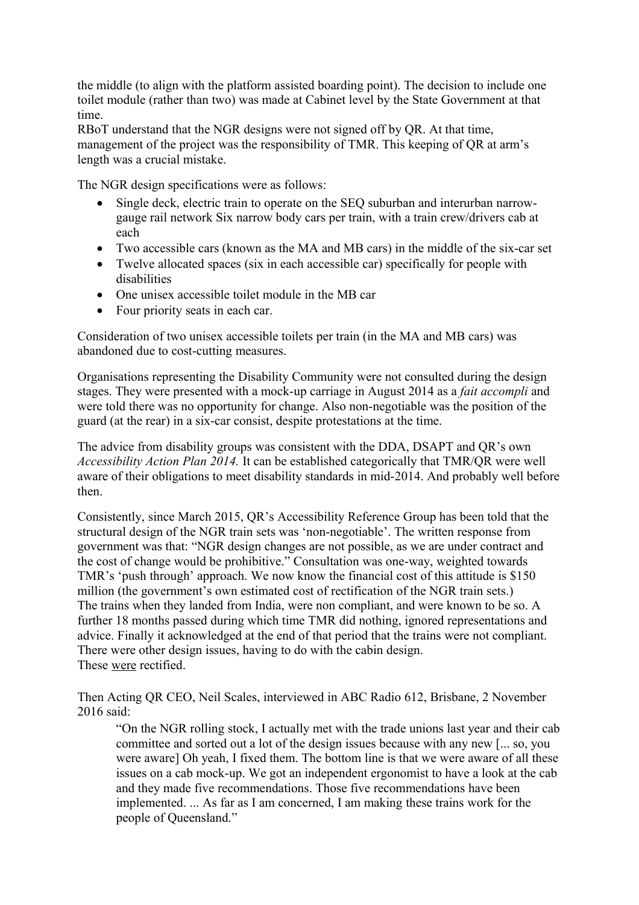the middle (to align with the platform assisted boarding point). The decision to include one toilet module (rather than two) was made at Cabinet level by the State Government at that time.
RBoT understand that the NGR designs were not signed off by QR. At that time, management of the project was the responsibility of TMR. This keeping of QR at arm's length was a crucial mistake.

The NGR design specifications were as follows:

- Single deck, electric train to operate on the SEQ suburban and interurban narrow-gauge rail network Six narrow body cars per train, with a train crew/drivers cab at each
- Two accessible cars (known as the MA and MB cars) in the middle of the six-car set
- Twelve allocated spaces (six in each accessible car) specifically for people with disabilities
- One unisex accessible toilet module in the MB car
- Four priority seats in each car.

Consideration of two unisex accessible toilets per train (in the MA and MB cars) was abandoned due to cost-cutting measures.

Organisations representing the Disability Community were not consulted during the design stages. They were presented with a mock-up carriage in August 2014 as a *fait accompli* and were told there was no opportunity for change. Also non-negotiable was the position of the guard (at the rear) in a six-car consist, despite protestations at the time.

The advice from disability groups was consistent with the DDA, DSAPT and QR's own *Accessibility Action Plan 2014.* It can be established categorically that TMR/QR were well aware of their obligations to meet disability standards in mid-2014. And probably well before then.

Consistently, since March 2015, QR's Accessibility Reference Group has been told that the structural design of the NGR train sets was 'non-negotiable'. The written response from government was that: "NGR design changes are not possible, as we are under contract and the cost of change would be prohibitive." Consultation was one-way, weighted towards TMR's 'push through' approach. We now know the financial cost of this attitude is $150 million (the government's own estimated cost of rectification of the NGR train sets.)
The trains when they landed from India, were non compliant, and were known to be so. A further 18 months passed during which time TMR did nothing, ignored representations and advice. Finally it acknowledged at the end of that period that the trains were not compliant. There were other design issues, having to do with the cabin design.
These <u>were</u> rectified.

Then Acting QR CEO, Neil Scales, interviewed in ABC Radio 612, Brisbane, 2 November 2016 said:

> "On the NGR rolling stock, I actually met with the trade unions last year and their cab committee and sorted out a lot of the design issues because with any new [... so, you were aware] Oh yeah, I fixed them. The bottom line is that we were aware of all these issues on a cab mock-up. We got an independent ergonomist to have a look at the cab and they made five recommendations. Those five recommendations have been implemented. ... As far as I am concerned, I am making these trains work for the people of Queensland."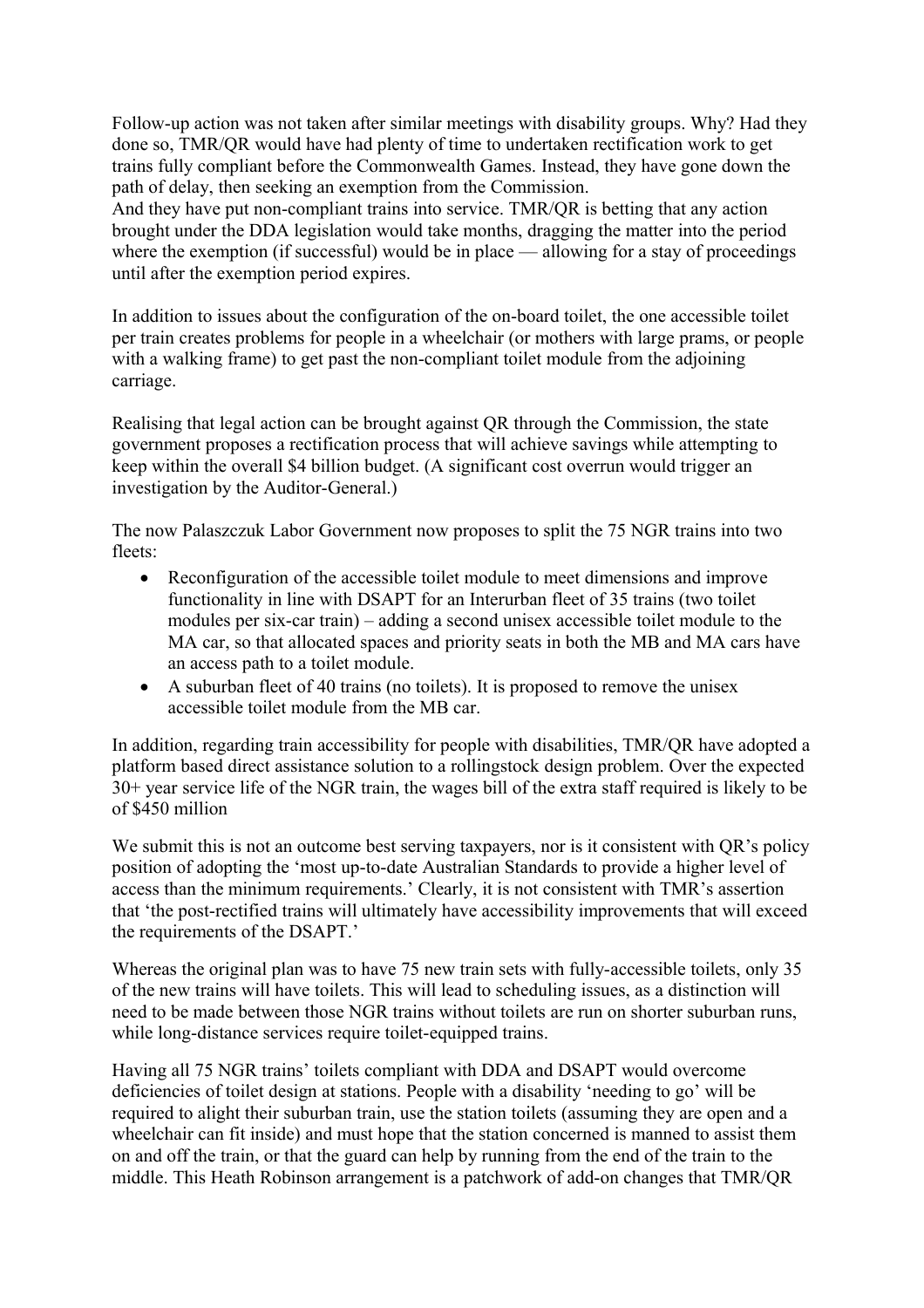Follow-up action was not taken after similar meetings with disability groups. Why? Had they done so, TMR/QR would have had plenty of time to undertaken rectification work to get trains fully compliant before the Commonwealth Games. Instead, they have gone down the path of delay, then seeking an exemption from the Commission.
And they have put non-compliant trains into service. TMR/QR is betting that any action brought under the DDA legislation would take months, dragging the matter into the period where the exemption (if successful) would be in place — allowing for a stay of proceedings until after the exemption period expires.

In addition to issues about the configuration of the on-board toilet, the one accessible toilet per train creates problems for people in a wheelchair (or mothers with large prams, or people with a walking frame) to get past the non-compliant toilet module from the adjoining carriage.

Realising that legal action can be brought against QR through the Commission, the state government proposes a rectification process that will achieve savings while attempting to keep within the overall $4 billion budget. (A significant cost overrun would trigger an investigation by the Auditor-General.)

The now Palaszczuk Labor Government now proposes to split the 75 NGR trains into two fleets:

- Reconfiguration of the accessible toilet module to meet dimensions and improve functionality in line with DSAPT for an Interurban fleet of 35 trains (two toilet modules per six-car train) – adding a second unisex accessible toilet module to the MA car, so that allocated spaces and priority seats in both the MB and MA cars have an access path to a toilet module.
- A suburban fleet of 40 trains (no toilets). It is proposed to remove the unisex accessible toilet module from the MB car.

In addition, regarding train accessibility for people with disabilities, TMR/QR have adopted a platform based direct assistance solution to a rollingstock design problem. Over the expected 30+ year service life of the NGR train, the wages bill of the extra staff required is likely to be of $450 million

We submit this is not an outcome best serving taxpayers, nor is it consistent with QR's policy position of adopting the 'most up-to-date Australian Standards to provide a higher level of access than the minimum requirements.' Clearly, it is not consistent with TMR's assertion that 'the post-rectified trains will ultimately have accessibility improvements that will exceed the requirements of the DSAPT.'

Whereas the original plan was to have 75 new train sets with fully-accessible toilets, only 35 of the new trains will have toilets. This will lead to scheduling issues, as a distinction will need to be made between those NGR trains without toilets are run on shorter suburban runs, while long-distance services require toilet-equipped trains.

Having all 75 NGR trains' toilets compliant with DDA and DSAPT would overcome deficiencies of toilet design at stations. People with a disability 'needing to go' will be required to alight their suburban train, use the station toilets (assuming they are open and a wheelchair can fit inside) and must hope that the station concerned is manned to assist them on and off the train, or that the guard can help by running from the end of the train to the middle. This Heath Robinson arrangement is a patchwork of add-on changes that TMR/QR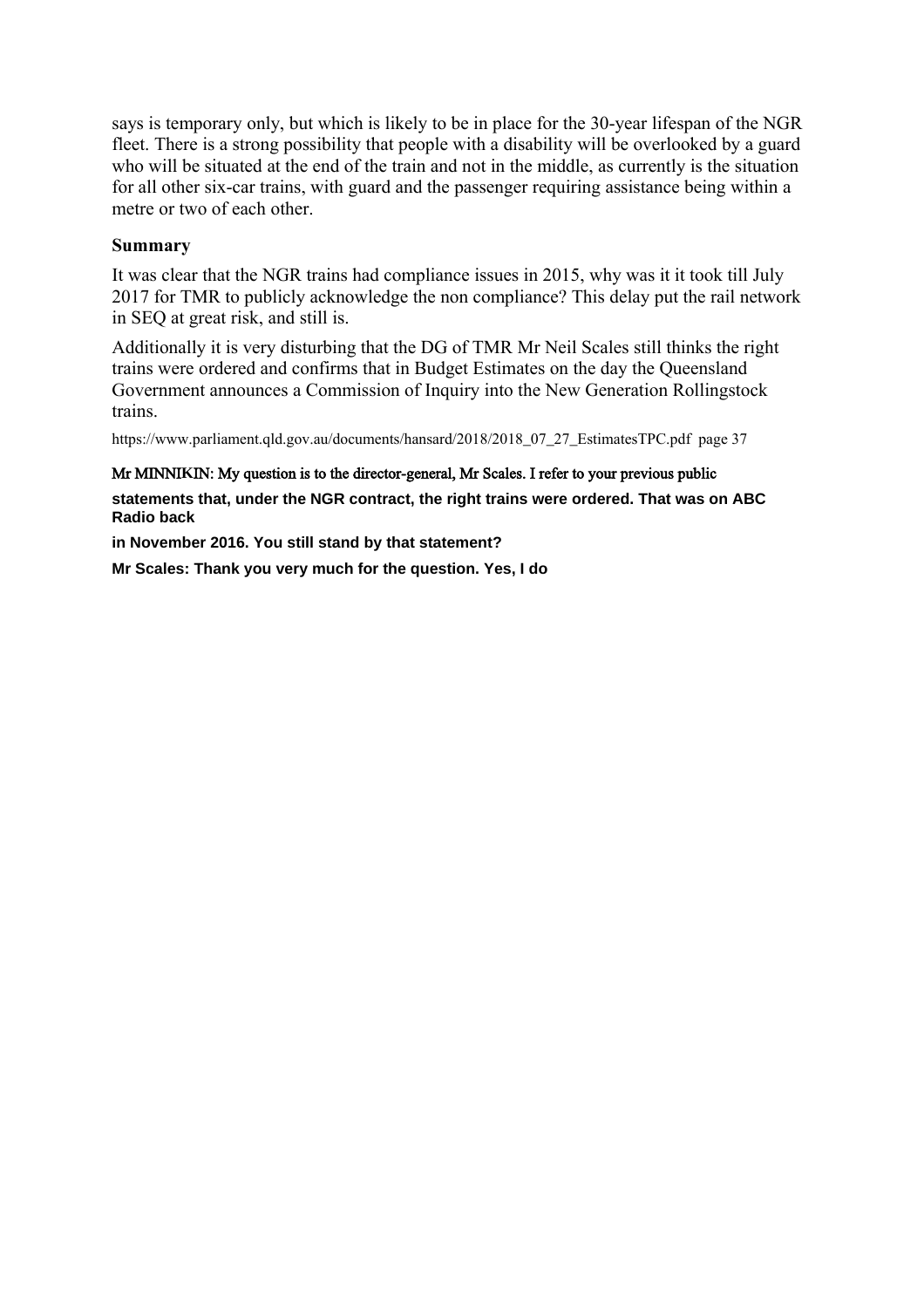says is temporary only, but which is likely to be in place for the 30-year lifespan of the NGR fleet. There is a strong possibility that people with a disability will be overlooked by a guard who will be situated at the end of the train and not in the middle, as currently is the situation for all other six-car trains, with guard and the passenger requiring assistance being within a metre or two of each other.

### Summary

It was clear that the NGR trains had compliance issues in 2015, why was it it took till July 2017 for TMR to publicly acknowledge the non compliance? This delay put the rail network in SEQ at great risk, and still is.

Additionally it is very disturbing that the DG of TMR Mr Neil Scales still thinks the right trains were ordered and confirms that in Budget Estimates on the day the Queensland Government announces a Commission of Inquiry into the New Generation Rollingstock trains.

https://www.parliament.qld.gov.au/documents/hansard/2018/2018_07_27_EstimatesTPC.pdf page 37

**Mr MINNIKIN: My question is to the director-general, Mr Scales. I refer to your previous public statements that, under the NGR contract, the right trains were ordered. That was on ABC Radio back in November 2016. You still stand by that statement?**

**Mr Scales: Thank you very much for the question. Yes, I do**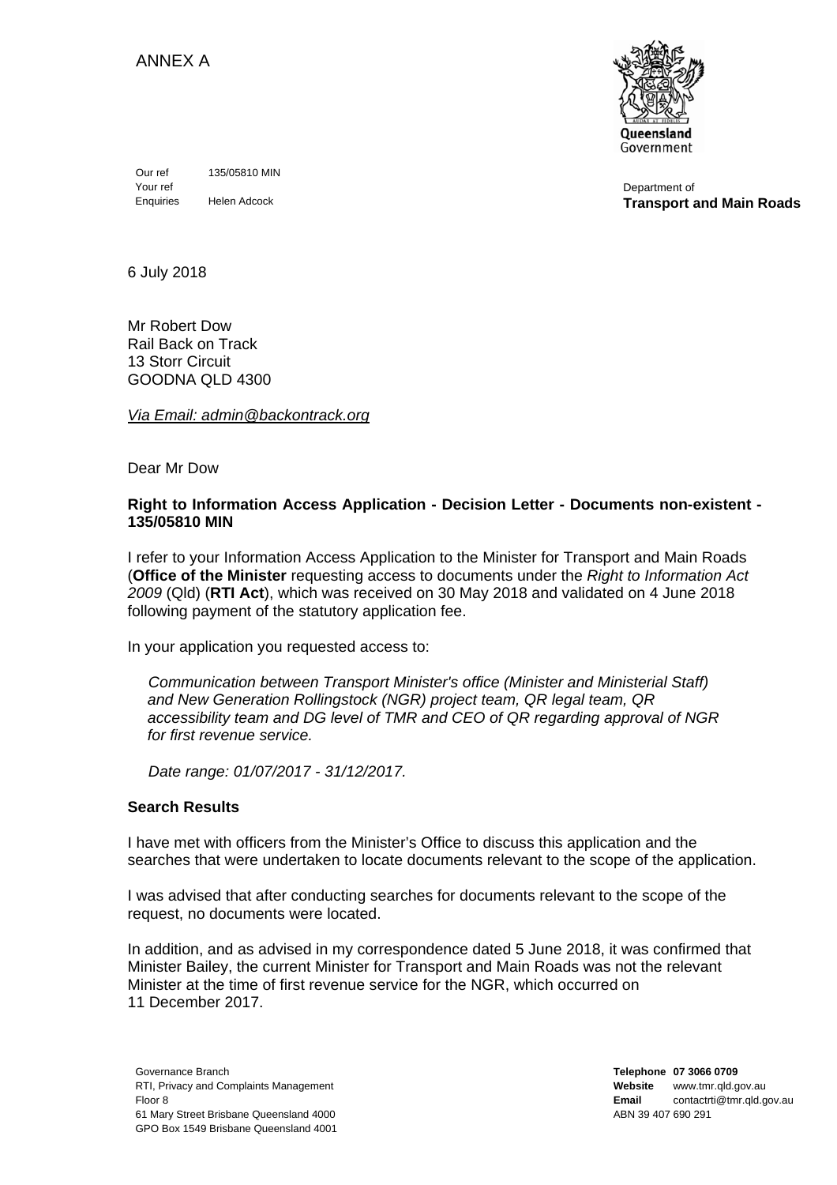ANNEX A

Queensland Government

Department of
**Transport and Main Roads**

| | |
|---|---|
| Our ref | 135/05810 MIN |
| Your ref | |
| Enquiries | Helen Adcock |

6 July 2018

Mr Robert Dow
Rail Back on Track
13 Storr Circuit
GOODNA QLD 4300

*Via Email: admin@backontrack.org*

Dear Mr Dow

**Right to Information Access Application - Decision Letter - Documents non-existent - 135/05810 MIN**

I refer to your Information Access Application to the Minister for Transport and Main Roads (**Office of the Minister** requesting access to documents under the *Right to Information Act 2009* (Qld) (**RTI Act**), which was received on 30 May 2018 and validated on 4 June 2018 following payment of the statutory application fee.

In your application you requested access to:

> *Communication between Transport Minister's office (Minister and Ministerial Staff) and New Generation Rollingstock (NGR) project team, QR legal team, QR accessibility team and DG level of TMR and CEO of QR regarding approval of NGR for first revenue service.*
>
> *Date range: 01/07/2017 - 31/12/2017.*

**Search Results**

I have met with officers from the Minister's Office to discuss this application and the searches that were undertaken to locate documents relevant to the scope of the application.

I was advised that after conducting searches for documents relevant to the scope of the request, no documents were located.

In addition, and as advised in my correspondence dated 5 June 2018, it was confirmed that Minister Bailey, the current Minister for Transport and Main Roads was not the relevant Minister at the time of first revenue service for the NGR, which occurred on 11 December 2017.

Governance Branch
RTI, Privacy and Complaints Management
Floor 8
61 Mary Street Brisbane Queensland 4000
GPO Box 1549 Brisbane Queensland 4001

**Telephone** **07 3066 0709**
**Website** www.tmr.qld.gov.au
**Email** contactrti@tmr.qld.gov.au
ABN 39 407 690 291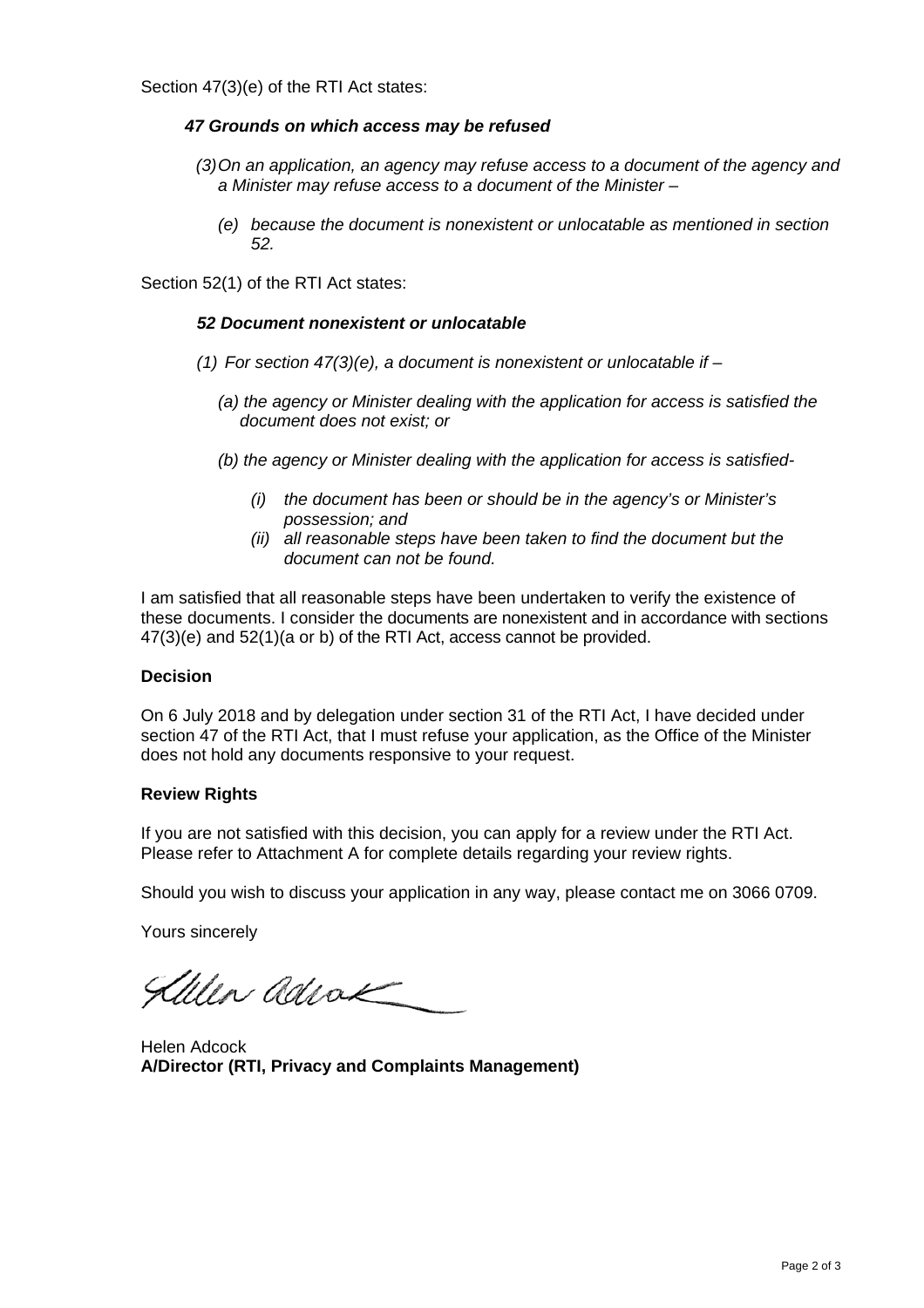Section 47(3)(e) of the RTI Act states:

***47 Grounds on which access may be refused***

*(3) On an application, an agency may refuse access to a document of the agency and a Minister may refuse access to a document of the Minister –*

*(e) because the document is nonexistent or unlocatable as mentioned in section 52.*

Section 52(1) of the RTI Act states:

***52 Document nonexistent or unlocatable***

*(1) For section 47(3)(e), a document is nonexistent or unlocatable if –*

*(a) the agency or Minister dealing with the application for access is satisfied the document does not exist; or*

*(b) the agency or Minister dealing with the application for access is satisfied-*

*(i) the document has been or should be in the agency's or Minister's possession; and*

*(ii) all reasonable steps have been taken to find the document but the document can not be found.*

I am satisfied that all reasonable steps have been undertaken to verify the existence of these documents. I consider the documents are nonexistent and in accordance with sections 47(3)(e) and 52(1)(a or b) of the RTI Act, access cannot be provided.

**Decision**

On 6 July 2018 and by delegation under section 31 of the RTI Act, I have decided under section 47 of the RTI Act, that I must refuse your application, as the Office of the Minister does not hold any documents responsive to your request.

**Review Rights**

If you are not satisfied with this decision, you can apply for a review under the RTI Act. Please refer to Attachment A for complete details regarding your review rights.

Should you wish to discuss your application in any way, please contact me on 3066 0709.

Yours sincerely

Helen Adcock
**A/Director (RTI, Privacy and Complaints Management)**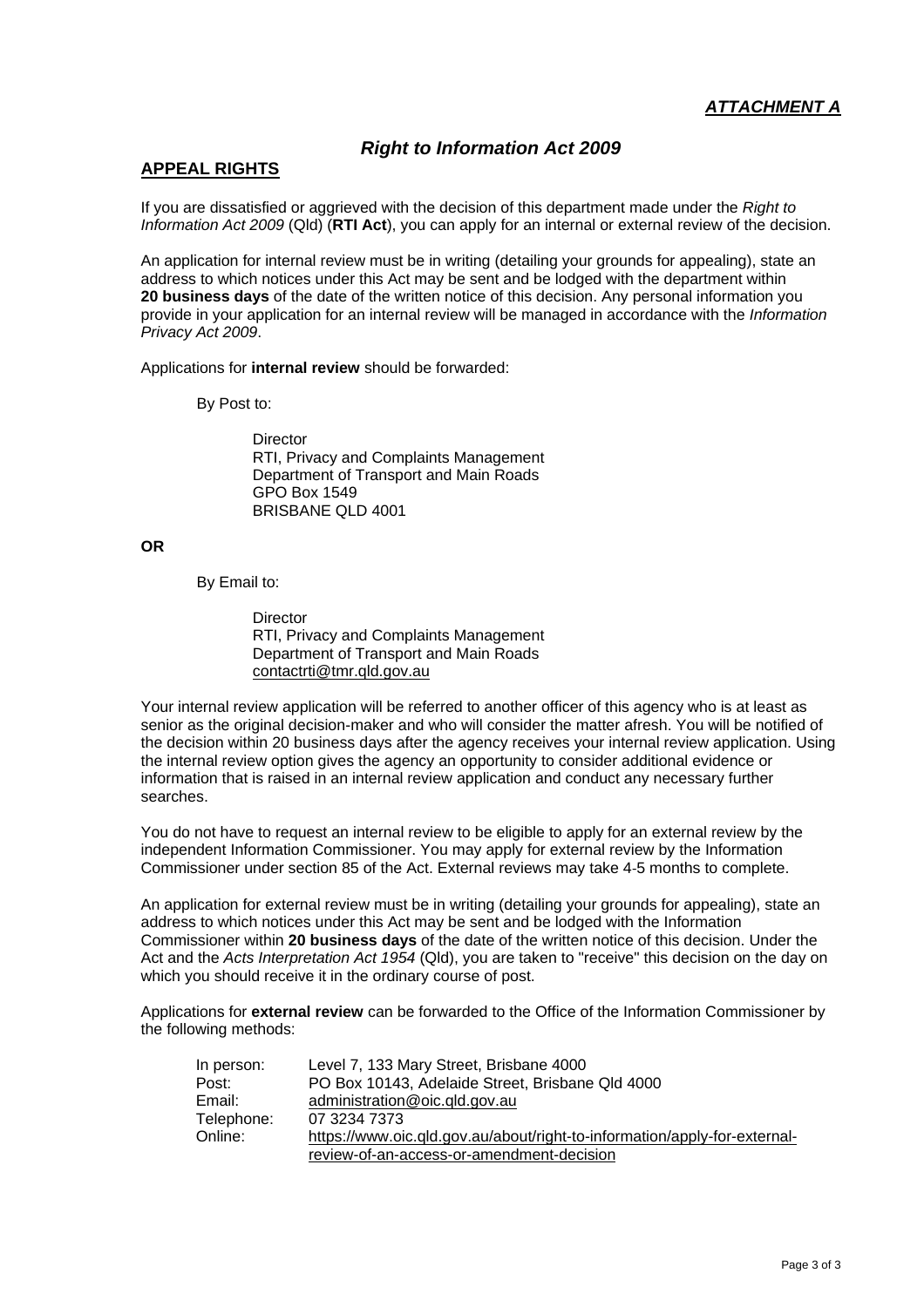***ATTACHMENT A***

## ***Right to Information Act 2009***

### **APPEAL RIGHTS**

If you are dissatisfied or aggrieved with the decision of this department made under the *Right to Information Act 2009* (Qld) (**RTI Act**), you can apply for an internal or external review of the decision.

An application for internal review must be in writing (detailing your grounds for appealing), state an address to which notices under this Act may be sent and be lodged with the department within **20 business days** of the date of the written notice of this decision. Any personal information you provide in your application for an internal review will be managed in accordance with the *Information Privacy Act 2009*.

Applications for **internal review** should be forwarded:

By Post to:

Director
RTI, Privacy and Complaints Management
Department of Transport and Main Roads
GPO Box 1549
BRISBANE QLD 4001

**OR**

By Email to:

Director
RTI, Privacy and Complaints Management
Department of Transport and Main Roads
contactrti@tmr.qld.gov.au

Your internal review application will be referred to another officer of this agency who is at least as senior as the original decision-maker and who will consider the matter afresh. You will be notified of the decision within 20 business days after the agency receives your internal review application. Using the internal review option gives the agency an opportunity to consider additional evidence or information that is raised in an internal review application and conduct any necessary further searches.

You do not have to request an internal review to be eligible to apply for an external review by the independent Information Commissioner. You may apply for external review by the Information Commissioner under section 85 of the Act. External reviews may take 4-5 months to complete.

An application for external review must be in writing (detailing your grounds for appealing), state an address to which notices under this Act may be sent and be lodged with the Information Commissioner within **20 business days** of the date of the written notice of this decision. Under the Act and the *Acts Interpretation Act 1954* (Qld), you are taken to "receive" this decision on the day on which you should receive it in the ordinary course of post.

Applications for **external review** can be forwarded to the Office of the Information Commissioner by the following methods:

| | |
|---|---|
| In person: | Level 7, 133 Mary Street, Brisbane 4000 |
| Post: | PO Box 10143, Adelaide Street, Brisbane Qld 4000 |
| Email: | administration@oic.qld.gov.au |
| Telephone: | 07 3234 7373 |
| Online: | https://www.oic.qld.gov.au/about/right-to-information/apply-for-external-review-of-an-access-or-amendment-decision |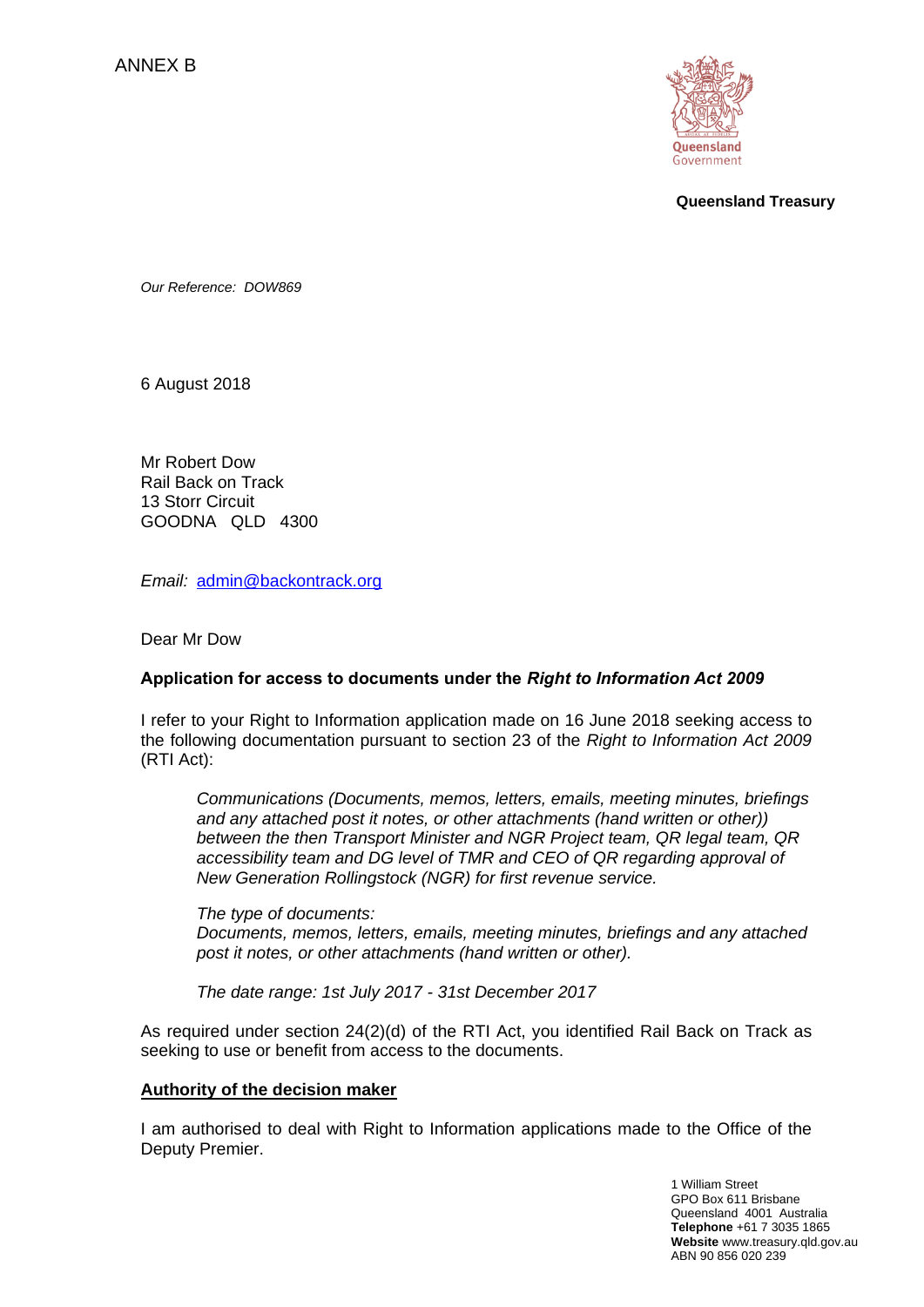ANNEX B

**Queensland Treasury**

*Our Reference: DOW869*

6 August 2018

Mr Robert Dow
Rail Back on Track
13 Storr Circuit
GOODNA QLD 4300

*Email:* [admin@backontrack.org](mailto:admin@backontrack.org)

Dear Mr Dow

**Application for access to documents under the *Right to Information Act 2009***

I refer to your Right to Information application made on 16 June 2018 seeking access to the following documentation pursuant to section 23 of the *Right to Information Act 2009* (RTI Act):

> *Communications (Documents, memos, letters, emails, meeting minutes, briefings and any attached post it notes, or other attachments (hand written or other)) between the then Transport Minister and NGR Project team, QR legal team, QR accessibility team and DG level of TMR and CEO of QR regarding approval of New Generation Rollingstock (NGR) for first revenue service.*
>
> *The type of documents:*
> *Documents, memos, letters, emails, meeting minutes, briefings and any attached post it notes, or other attachments (hand written or other).*
>
> *The date range: 1st July 2017 - 31st December 2017*

As required under section 24(2)(d) of the RTI Act, you identified Rail Back on Track as seeking to use or benefit from access to the documents.

**Authority of the decision maker**

I am authorised to deal with Right to Information applications made to the Office of the Deputy Premier.

1 William Street
GPO Box 611 Brisbane
Queensland 4001 Australia
**Telephone** +61 7 3035 1865
**Website** www.treasury.qld.gov.au
ABN 90 856 020 239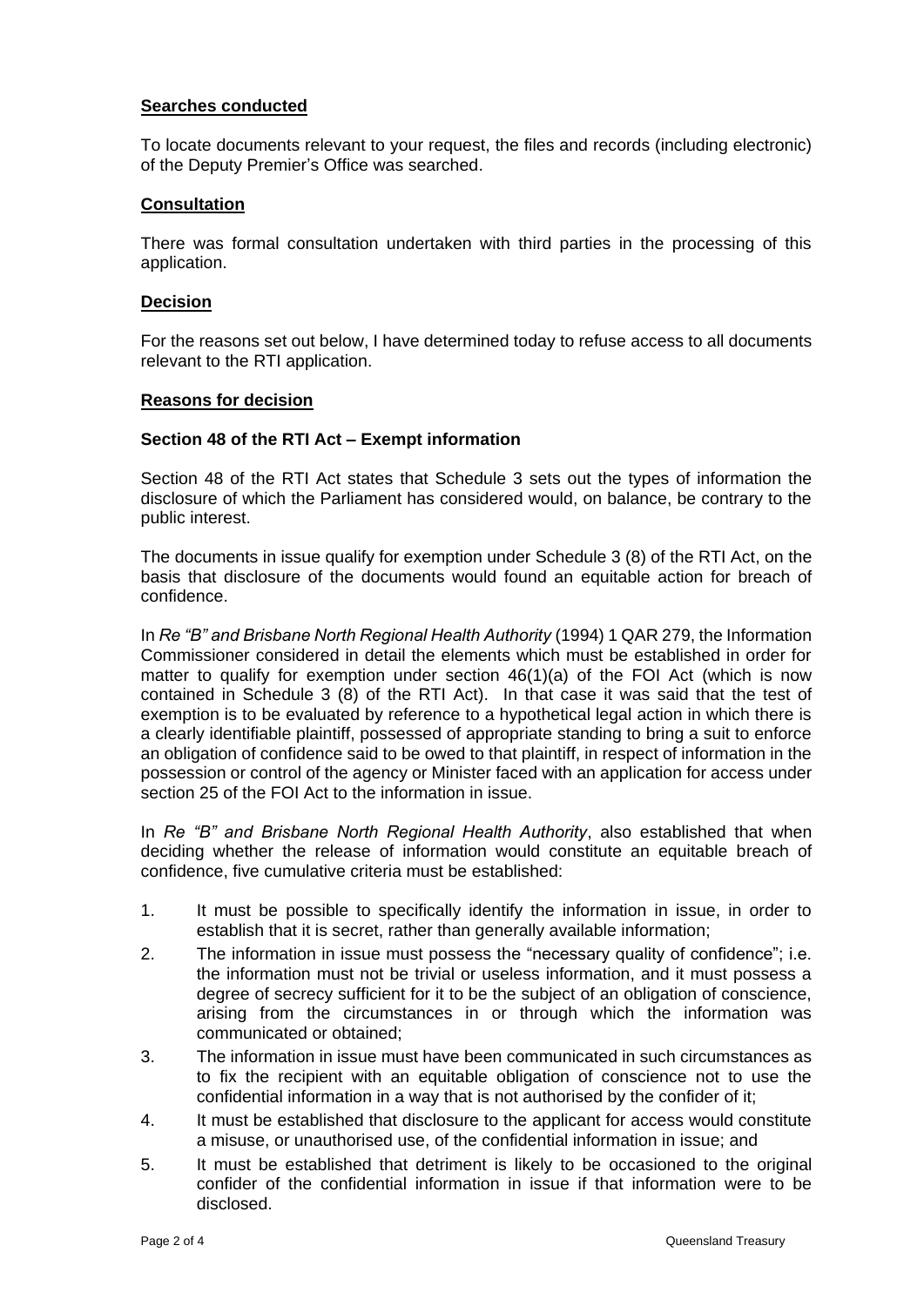**Searches conducted**

To locate documents relevant to your request, the files and records (including electronic) of the Deputy Premier's Office was searched.

**Consultation**

There was formal consultation undertaken with third parties in the processing of this application.

**Decision**

For the reasons set out below, I have determined today to refuse access to all documents relevant to the RTI application.

**Reasons for decision**

**Section 48 of the RTI Act – Exempt information**

Section 48 of the RTI Act states that Schedule 3 sets out the types of information the disclosure of which the Parliament has considered would, on balance, be contrary to the public interest.

The documents in issue qualify for exemption under Schedule 3 (8) of the RTI Act, on the basis that disclosure of the documents would found an equitable action for breach of confidence.

In *Re "B" and Brisbane North Regional Health Authority* (1994) 1 QAR 279, the Information Commissioner considered in detail the elements which must be established in order for matter to qualify for exemption under section 46(1)(a) of the FOI Act (which is now contained in Schedule 3 (8) of the RTI Act). In that case it was said that the test of exemption is to be evaluated by reference to a hypothetical legal action in which there is a clearly identifiable plaintiff, possessed of appropriate standing to bring a suit to enforce an obligation of confidence said to be owed to that plaintiff, in respect of information in the possession or control of the agency or Minister faced with an application for access under section 25 of the FOI Act to the information in issue.

In *Re "B" and Brisbane North Regional Health Authority*, also established that when deciding whether the release of information would constitute an equitable breach of confidence, five cumulative criteria must be established:

1. It must be possible to specifically identify the information in issue, in order to establish that it is secret, rather than generally available information;
2. The information in issue must possess the "necessary quality of confidence"; i.e. the information must not be trivial or useless information, and it must possess a degree of secrecy sufficient for it to be the subject of an obligation of conscience, arising from the circumstances in or through which the information was communicated or obtained;
3. The information in issue must have been communicated in such circumstances as to fix the recipient with an equitable obligation of conscience not to use the confidential information in a way that is not authorised by the confider of it;
4. It must be established that disclosure to the applicant for access would constitute a misuse, or unauthorised use, of the confidential information in issue; and
5. It must be established that detriment is likely to be occasioned to the original confider of the confidential information in issue if that information were to be disclosed.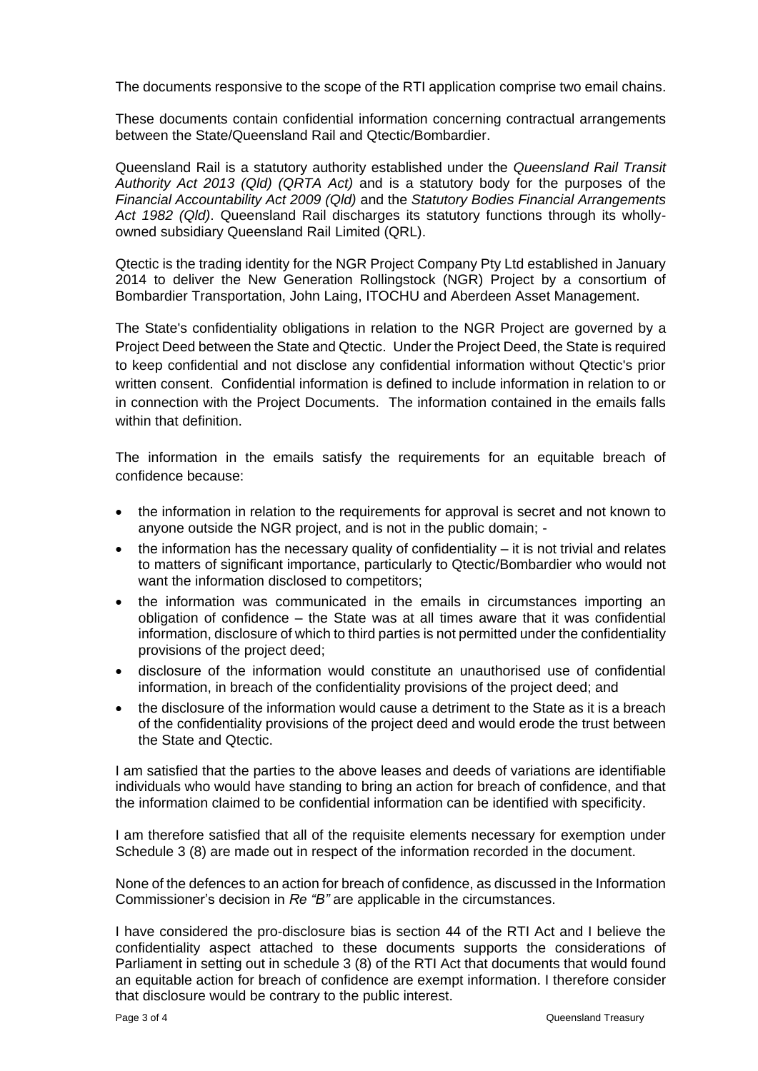The documents responsive to the scope of the RTI application comprise two email chains.

These documents contain confidential information concerning contractual arrangements between the State/Queensland Rail and Qtectic/Bombardier.

Queensland Rail is a statutory authority established under the *Queensland Rail Transit Authority Act 2013 (Qld) (QRTA Act)* and is a statutory body for the purposes of the *Financial Accountability Act 2009 (Qld)* and the *Statutory Bodies Financial Arrangements Act 1982 (Qld)*. Queensland Rail discharges its statutory functions through its wholly-owned subsidiary Queensland Rail Limited (QRL).

Qtectic is the trading identity for the NGR Project Company Pty Ltd established in January 2014 to deliver the New Generation Rollingstock (NGR) Project by a consortium of Bombardier Transportation, John Laing, ITOCHU and Aberdeen Asset Management.

The State's confidentiality obligations in relation to the NGR Project are governed by a Project Deed between the State and Qtectic. Under the Project Deed, the State is required to keep confidential and not disclose any confidential information without Qtectic's prior written consent. Confidential information is defined to include information in relation to or in connection with the Project Documents. The information contained in the emails falls within that definition.

The information in the emails satisfy the requirements for an equitable breach of confidence because:

- the information in relation to the requirements for approval is secret and not known to anyone outside the NGR project, and is not in the public domain; -
- the information has the necessary quality of confidentiality – it is not trivial and relates to matters of significant importance, particularly to Qtectic/Bombardier who would not want the information disclosed to competitors;
- the information was communicated in the emails in circumstances importing an obligation of confidence – the State was at all times aware that it was confidential information, disclosure of which to third parties is not permitted under the confidentiality provisions of the project deed;
- disclosure of the information would constitute an unauthorised use of confidential information, in breach of the confidentiality provisions of the project deed; and
- the disclosure of the information would cause a detriment to the State as it is a breach of the confidentiality provisions of the project deed and would erode the trust between the State and Qtectic.

I am satisfied that the parties to the above leases and deeds of variations are identifiable individuals who would have standing to bring an action for breach of confidence, and that the information claimed to be confidential information can be identified with specificity.

I am therefore satisfied that all of the requisite elements necessary for exemption under Schedule 3 (8) are made out in respect of the information recorded in the document.

None of the defences to an action for breach of confidence, as discussed in the Information Commissioner's decision in *Re "B"* are applicable in the circumstances.

I have considered the pro-disclosure bias is section 44 of the RTI Act and I believe the confidentiality aspect attached to these documents supports the considerations of Parliament in setting out in schedule 3 (8) of the RTI Act that documents that would found an equitable action for breach of confidence are exempt information. I therefore consider that disclosure would be contrary to the public interest.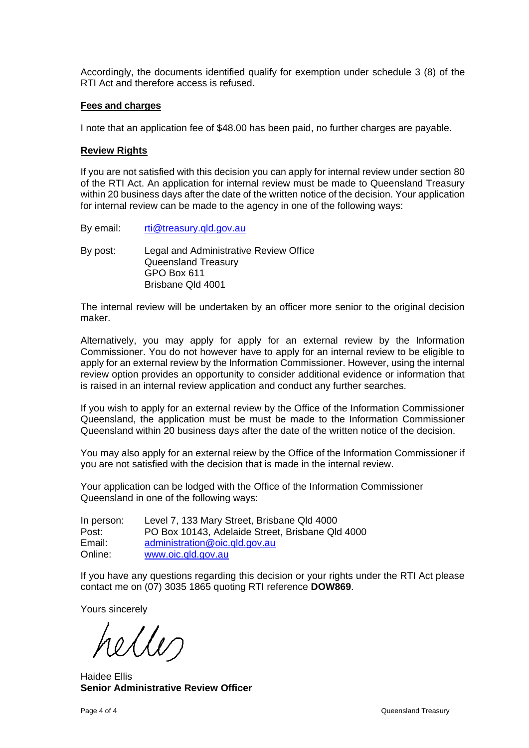Accordingly, the documents identified qualify for exemption under schedule 3 (8) of the RTI Act and therefore access is refused.

**Fees and charges**

I note that an application fee of $48.00 has been paid, no further charges are payable.

**Review Rights**

If you are not satisfied with this decision you can apply for internal review under section 80 of the RTI Act. An application for internal review must be made to Queensland Treasury within 20 business days after the date of the written notice of the decision. Your application for internal review can be made to the agency in one of the following ways:

By email: rti@treasury.qld.gov.au

By post: Legal and Administrative Review Office
Queensland Treasury
GPO Box 611
Brisbane Qld 4001

The internal review will be undertaken by an officer more senior to the original decision maker.

Alternatively, you may apply for apply for an external review by the Information Commissioner. You do not however have to apply for an internal review to be eligible to apply for an external review by the Information Commissioner. However, using the internal review option provides an opportunity to consider additional evidence or information that is raised in an internal review application and conduct any further searches.

If you wish to apply for an external review by the Office of the Information Commissioner Queensland, the application must be must be made to the Information Commissioner Queensland within 20 business days after the date of the written notice of the decision.

You may also apply for an external reiew by the Office of the Information Commissioner if you are not satisfied with the decision that is made in the internal review.

Your application can be lodged with the Office of the Information Commissioner Queensland in one of the following ways:

In person: Level 7, 133 Mary Street, Brisbane Qld 4000
Post: PO Box 10143, Adelaide Street, Brisbane Qld 4000
Email: administration@oic.qld.gov.au
Online: www.oic.qld.gov.au

If you have any questions regarding this decision or your rights under the RTI Act please contact me on (07) 3035 1865 quoting RTI reference **DOW869**.

Yours sincerely

Haidee Ellis
**Senior Administrative Review Officer**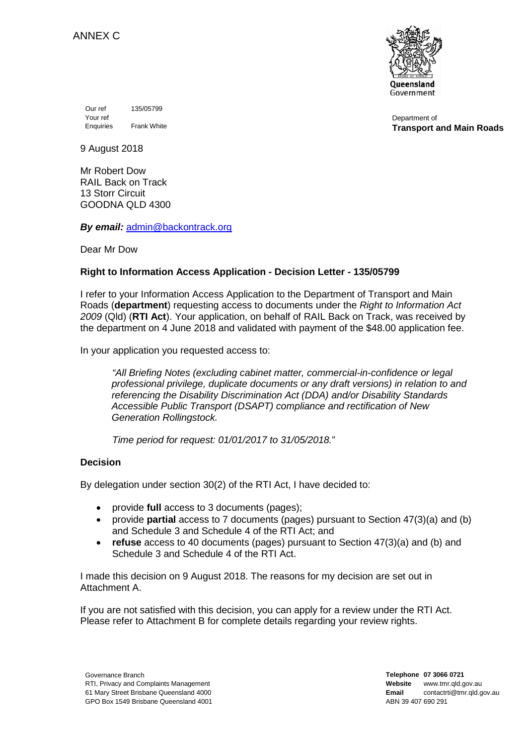ANNEX C

Queensland Government

Department of
**Transport and Main Roads**

Our ref 135/05799
Your ref
Enquiries Frank White

9 August 2018

Mr Robert Dow
RAIL Back on Track
13 Storr Circuit
GOODNA QLD 4300

***By email:*** admin@backontrack.org

Dear Mr Dow

**Right to Information Access Application - Decision Letter - 135/05799**

I refer to your Information Access Application to the Department of Transport and Main Roads (**department**) requesting access to documents under the *Right to Information Act 2009* (Qld) (**RTI Act**). Your application, on behalf of RAIL Back on Track, was received by the department on 4 June 2018 and validated with payment of the $48.00 application fee.

In your application you requested access to:

> *"All Briefing Notes (excluding cabinet matter, commercial-in-confidence or legal professional privilege, duplicate documents or any draft versions) in relation to and referencing the Disability Discrimination Act (DDA) and/or Disability Standards Accessible Public Transport (DSAPT) compliance and rectification of New Generation Rollingstock.*
>
> *Time period for request: 01/01/2017 to 31/05/2018.*"

**Decision**

By delegation under section 30(2) of the RTI Act, I have decided to:

- provide **full** access to 3 documents (pages);
- provide **partial** access to 7 documents (pages) pursuant to Section 47(3)(a) and (b) and Schedule 3 and Schedule 4 of the RTI Act; and
- **refuse** access to 40 documents (pages) pursuant to Section 47(3)(a) and (b) and Schedule 3 and Schedule 4 of the RTI Act.

I made this decision on 9 August 2018. The reasons for my decision are set out in Attachment A.

If you are not satisfied with this decision, you can apply for a review under the RTI Act. Please refer to Attachment B for complete details regarding your review rights.

Governance Branch
RTI, Privacy and Complaints Management
61 Mary Street Brisbane Queensland 4000
GPO Box 1549 Brisbane Queensland 4001

**Telephone** **07 3066 0721**
**Website** www.tmr.qld.gov.au
**Email** contactrti@tmr.qld.gov.au
ABN 39 407 690 291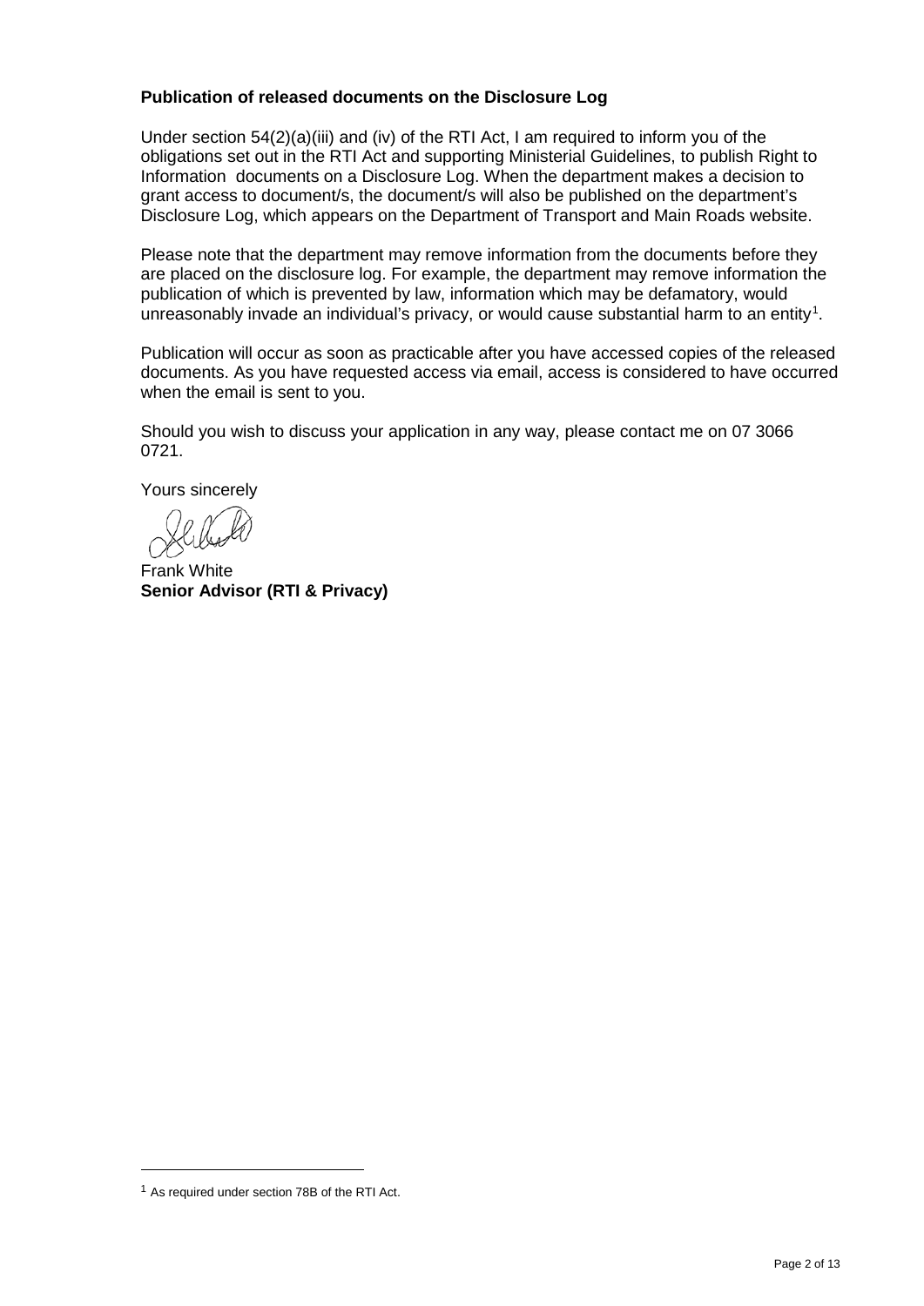**Publication of released documents on the Disclosure Log**

Under section 54(2)(a)(iii) and (iv) of the RTI Act, I am required to inform you of the obligations set out in the RTI Act and supporting Ministerial Guidelines, to publish Right to Information documents on a Disclosure Log. When the department makes a decision to grant access to document/s, the document/s will also be published on the department's Disclosure Log, which appears on the Department of Transport and Main Roads website.

Please note that the department may remove information from the documents before they are placed on the disclosure log. For example, the department may remove information the publication of which is prevented by law, information which may be defamatory, would unreasonably invade an individual's privacy, or would cause substantial harm to an entity[1].

Publication will occur as soon as practicable after you have accessed copies of the released documents. As you have requested access via email, access is considered to have occurred when the email is sent to you.

Should you wish to discuss your application in any way, please contact me on 07 3066 0721.

Yours sincerely

Frank White
**Senior Advisor (RTI & Privacy)**

[1] As required under section 78B of the RTI Act.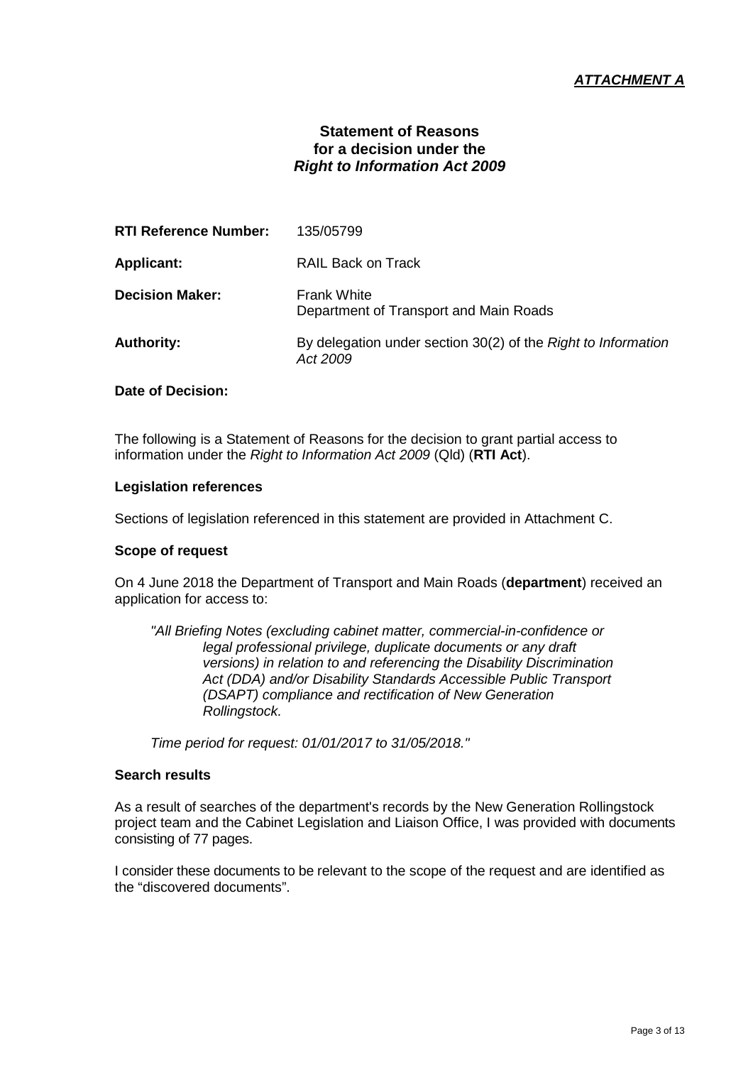***ATTACHMENT A***

## Statement of Reasons for a decision under the *Right to Information Act 2009*

| | |
|---|---|
| **RTI Reference Number:** | 135/05799 |
| **Applicant:** | RAIL Back on Track |
| **Decision Maker:** | Frank White<br>Department of Transport and Main Roads |
| **Authority:** | By delegation under section 30(2) of the *Right to Information Act 2009* |

**Date of Decision:**

The following is a Statement of Reasons for the decision to grant partial access to information under the *Right to Information Act 2009* (Qld) (**RTI Act**).

### Legislation references

Sections of legislation referenced in this statement are provided in Attachment C.

### Scope of request

On 4 June 2018 the Department of Transport and Main Roads (**department**) received an application for access to:

> *"All Briefing Notes (excluding cabinet matter, commercial-in-confidence or legal professional privilege, duplicate documents or any draft versions) in relation to and referencing the Disability Discrimination Act (DDA) and/or Disability Standards Accessible Public Transport (DSAPT) compliance and rectification of New Generation Rollingstock.*
>
> *Time period for request: 01/01/2017 to 31/05/2018."*

### Search results

As a result of searches of the department's records by the New Generation Rollingstock project team and the Cabinet Legislation and Liaison Office, I was provided with documents consisting of 77 pages.

I consider these documents to be relevant to the scope of the request and are identified as the "discovered documents".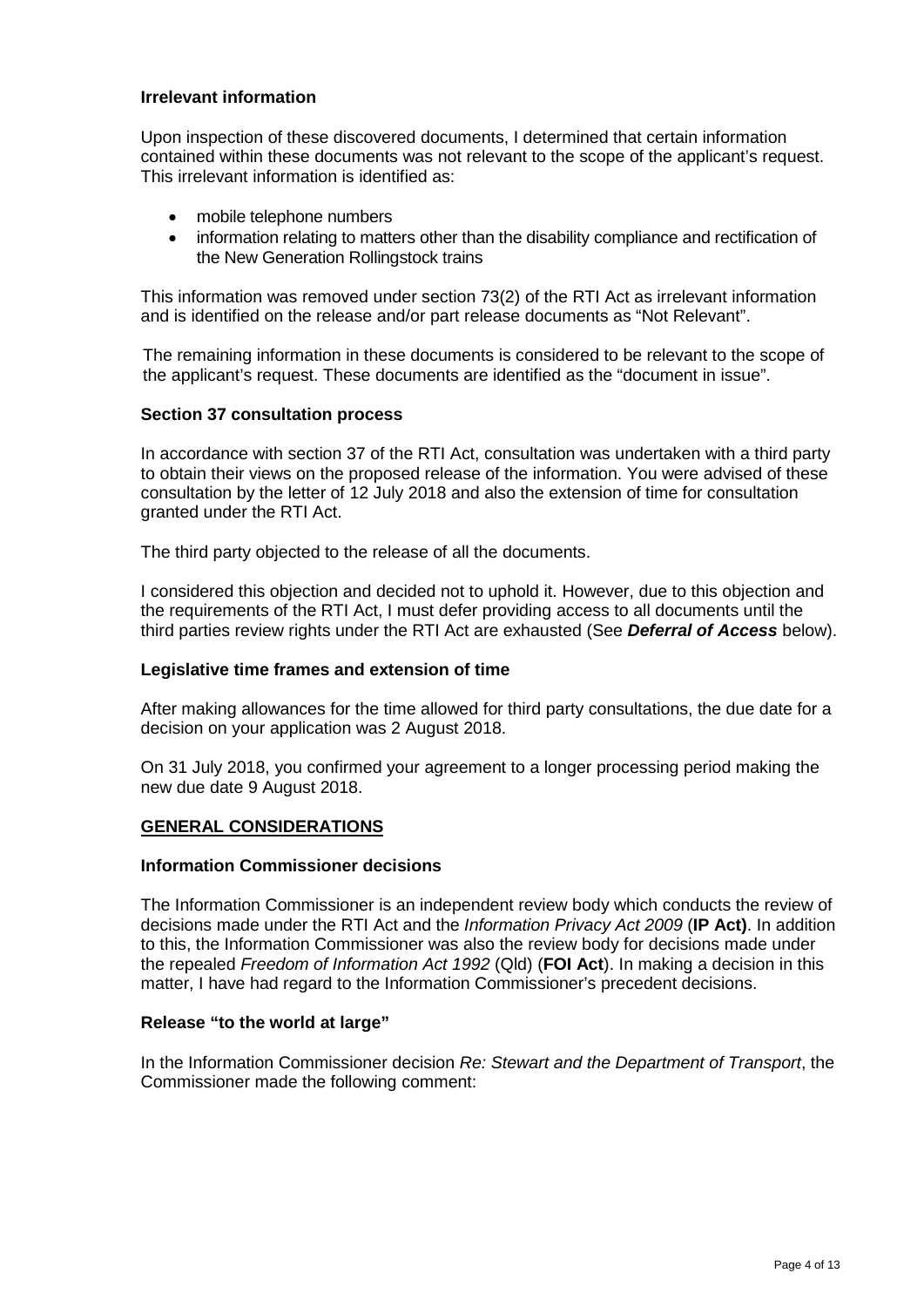### Irrelevant information

Upon inspection of these discovered documents, I determined that certain information contained within these documents was not relevant to the scope of the applicant's request. This irrelevant information is identified as:

- mobile telephone numbers
- information relating to matters other than the disability compliance and rectification of the New Generation Rollingstock trains

This information was removed under section 73(2) of the RTI Act as irrelevant information and is identified on the release and/or part release documents as "Not Relevant".

The remaining information in these documents is considered to be relevant to the scope of the applicant's request. These documents are identified as the "document in issue".

### Section 37 consultation process

In accordance with section 37 of the RTI Act, consultation was undertaken with a third party to obtain their views on the proposed release of the information. You were advised of these consultation by the letter of 12 July 2018 and also the extension of time for consultation granted under the RTI Act.

The third party objected to the release of all the documents.

I considered this objection and decided not to uphold it. However, due to this objection and the requirements of the RTI Act, I must defer providing access to all documents until the third parties review rights under the RTI Act are exhausted (See ***Deferral of Access*** below).

### Legislative time frames and extension of time

After making allowances for the time allowed for third party consultations, the due date for a decision on your application was 2 August 2018.

On 31 July 2018, you confirmed your agreement to a longer processing period making the new due date 9 August 2018.

## GENERAL CONSIDERATIONS

### Information Commissioner decisions

The Information Commissioner is an independent review body which conducts the review of decisions made under the RTI Act and the *Information Privacy Act 2009* (**IP Act)**. In addition to this, the Information Commissioner was also the review body for decisions made under the repealed *Freedom of Information Act 1992* (Qld) (**FOI Act**). In making a decision in this matter, I have had regard to the Information Commissioner's precedent decisions.

### Release "to the world at large"

In the Information Commissioner decision *Re: Stewart and the Department of Transport*, the Commissioner made the following comment: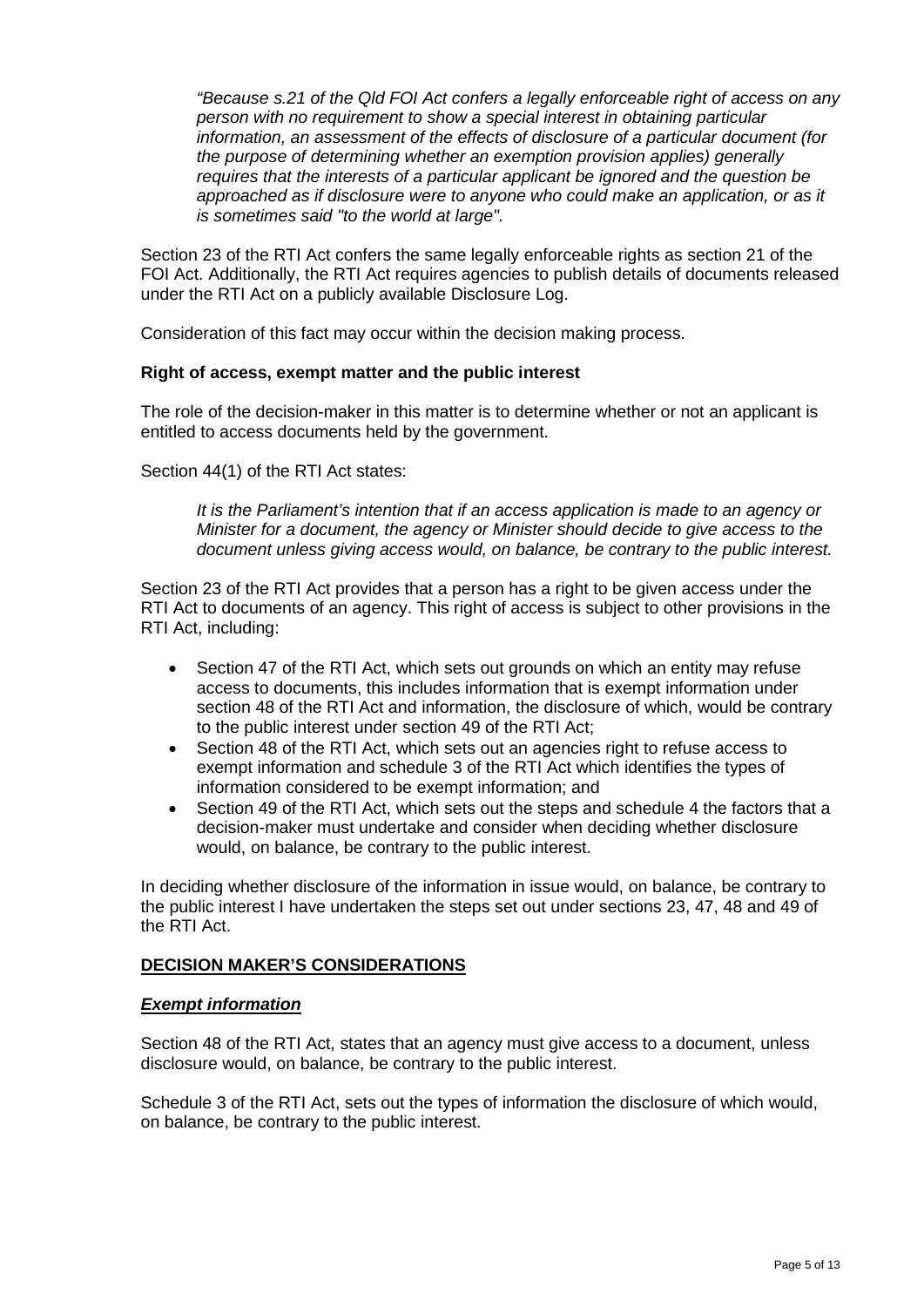> *"Because s.21 of the Qld FOI Act confers a legally enforceable right of access on any person with no requirement to show a special interest in obtaining particular information, an assessment of the effects of disclosure of a particular document (for the purpose of determining whether an exemption provision applies) generally requires that the interests of a particular applicant be ignored and the question be approached as if disclosure were to anyone who could make an application, or as it is sometimes said "to the world at large".*

Section 23 of the RTI Act confers the same legally enforceable rights as section 21 of the FOI Act. Additionally, the RTI Act requires agencies to publish details of documents released under the RTI Act on a publicly available Disclosure Log.

Consideration of this fact may occur within the decision making process.

**Right of access, exempt matter and the public interest**

The role of the decision-maker in this matter is to determine whether or not an applicant is entitled to access documents held by the government.

Section 44(1) of the RTI Act states:

> *It is the Parliament's intention that if an access application is made to an agency or Minister for a document, the agency or Minister should decide to give access to the document unless giving access would, on balance, be contrary to the public interest.*

Section 23 of the RTI Act provides that a person has a right to be given access under the RTI Act to documents of an agency. This right of access is subject to other provisions in the RTI Act, including:

- Section 47 of the RTI Act, which sets out grounds on which an entity may refuse access to documents, this includes information that is exempt information under section 48 of the RTI Act and information, the disclosure of which, would be contrary to the public interest under section 49 of the RTI Act;
- Section 48 of the RTI Act, which sets out an agencies right to refuse access to exempt information and schedule 3 of the RTI Act which identifies the types of information considered to be exempt information; and
- Section 49 of the RTI Act, which sets out the steps and schedule 4 the factors that a decision-maker must undertake and consider when deciding whether disclosure would, on balance, be contrary to the public interest.

In deciding whether disclosure of the information in issue would, on balance, be contrary to the public interest I have undertaken the steps set out under sections 23, 47, 48 and 49 of the RTI Act.

## **DECISION MAKER'S CONSIDERATIONS**

### ***Exempt information***

Section 48 of the RTI Act, states that an agency must give access to a document, unless disclosure would, on balance, be contrary to the public interest.

Schedule 3 of the RTI Act, sets out the types of information the disclosure of which would, on balance, be contrary to the public interest.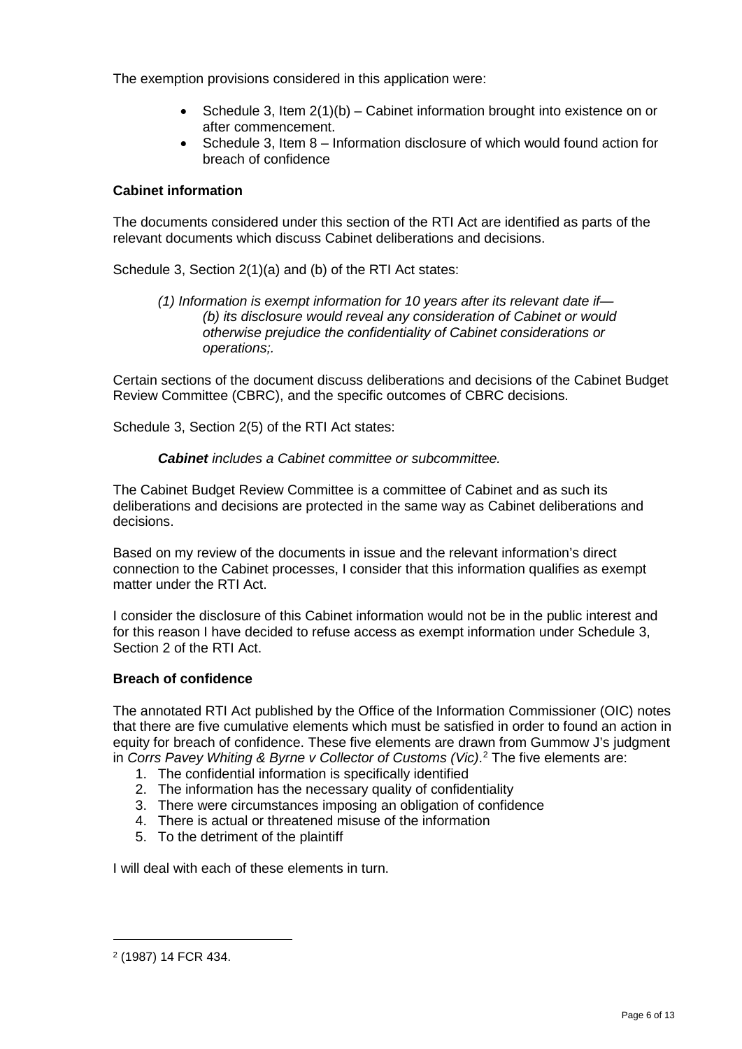The exemption provisions considered in this application were:

- Schedule 3, Item 2(1)(b) – Cabinet information brought into existence on or after commencement.
- Schedule 3, Item 8 – Information disclosure of which would found action for breach of confidence

**Cabinet information**

The documents considered under this section of the RTI Act are identified as parts of the relevant documents which discuss Cabinet deliberations and decisions.

Schedule 3, Section 2(1)(a) and (b) of the RTI Act states:

> *(1) Information is exempt information for 10 years after its relevant date if—*
> *(b) its disclosure would reveal any consideration of Cabinet or would otherwise prejudice the confidentiality of Cabinet considerations or operations;.*

Certain sections of the document discuss deliberations and decisions of the Cabinet Budget Review Committee (CBRC), and the specific outcomes of CBRC decisions.

Schedule 3, Section 2(5) of the RTI Act states:

> ***Cabinet*** *includes a Cabinet committee or subcommittee.*

The Cabinet Budget Review Committee is a committee of Cabinet and as such its deliberations and decisions are protected in the same way as Cabinet deliberations and decisions.

Based on my review of the documents in issue and the relevant information's direct connection to the Cabinet processes, I consider that this information qualifies as exempt matter under the RTI Act.

I consider the disclosure of this Cabinet information would not be in the public interest and for this reason I have decided to refuse access as exempt information under Schedule 3, Section 2 of the RTI Act.

**Breach of confidence**

The annotated RTI Act published by the Office of the Information Commissioner (OIC) notes that there are five cumulative elements which must be satisfied in order to found an action in equity for breach of confidence. These five elements are drawn from Gummow J's judgment in *Corrs Pavey Whiting & Byrne v Collector of Customs (Vic)*.[2] The five elements are:

1. The confidential information is specifically identified
2. The information has the necessary quality of confidentiality
3. There were circumstances imposing an obligation of confidence
4. There is actual or threatened misuse of the information
5. To the detriment of the plaintiff

I will deal with each of these elements in turn.

---

[2] (1987) 14 FCR 434.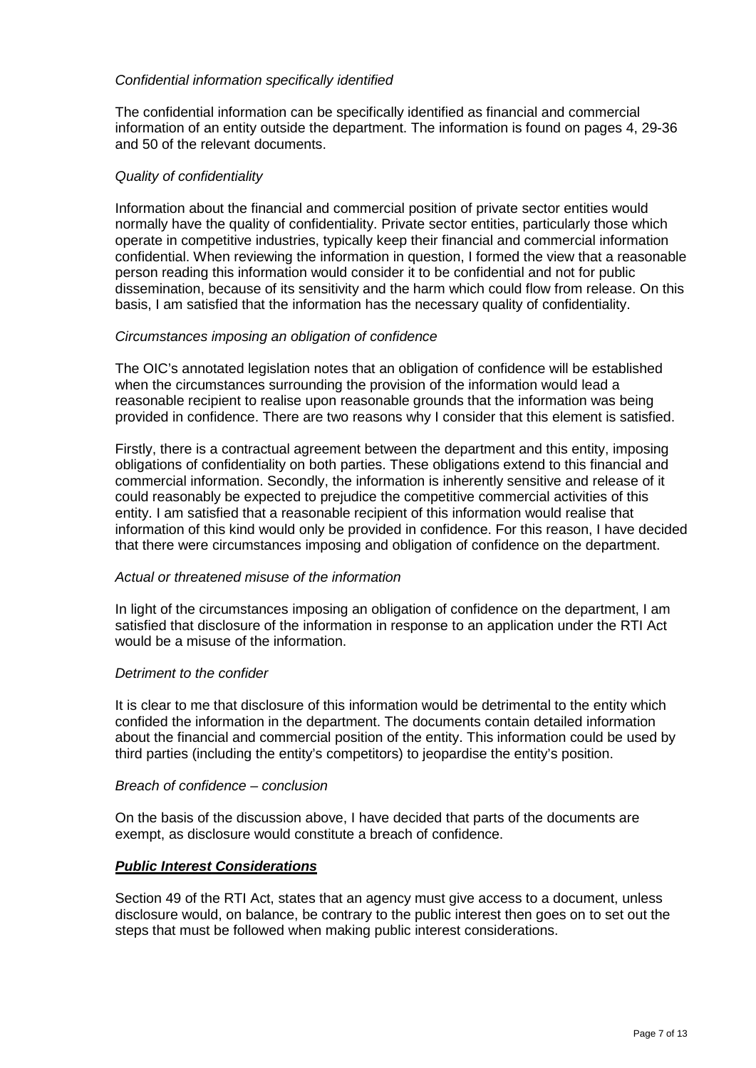*Confidential information specifically identified*

The confidential information can be specifically identified as financial and commercial information of an entity outside the department. The information is found on pages 4, 29-36 and 50 of the relevant documents.

*Quality of confidentiality*

Information about the financial and commercial position of private sector entities would normally have the quality of confidentiality. Private sector entities, particularly those which operate in competitive industries, typically keep their financial and commercial information confidential. When reviewing the information in question, I formed the view that a reasonable person reading this information would consider it to be confidential and not for public dissemination, because of its sensitivity and the harm which could flow from release. On this basis, I am satisfied that the information has the necessary quality of confidentiality.

*Circumstances imposing an obligation of confidence*

The OIC's annotated legislation notes that an obligation of confidence will be established when the circumstances surrounding the provision of the information would lead a reasonable recipient to realise upon reasonable grounds that the information was being provided in confidence. There are two reasons why I consider that this element is satisfied.

Firstly, there is a contractual agreement between the department and this entity, imposing obligations of confidentiality on both parties. These obligations extend to this financial and commercial information. Secondly, the information is inherently sensitive and release of it could reasonably be expected to prejudice the competitive commercial activities of this entity. I am satisfied that a reasonable recipient of this information would realise that information of this kind would only be provided in confidence. For this reason, I have decided that there were circumstances imposing and obligation of confidence on the department.

*Actual or threatened misuse of the information*

In light of the circumstances imposing an obligation of confidence on the department, I am satisfied that disclosure of the information in response to an application under the RTI Act would be a misuse of the information.

*Detriment to the confider*

It is clear to me that disclosure of this information would be detrimental to the entity which confided the information in the department. The documents contain detailed information about the financial and commercial position of the entity. This information could be used by third parties (including the entity's competitors) to jeopardise the entity's position.

*Breach of confidence – conclusion*

On the basis of the discussion above, I have decided that parts of the documents are exempt, as disclosure would constitute a breach of confidence.

***Public Interest Considerations***

Section 49 of the RTI Act, states that an agency must give access to a document, unless disclosure would, on balance, be contrary to the public interest then goes on to set out the steps that must be followed when making public interest considerations.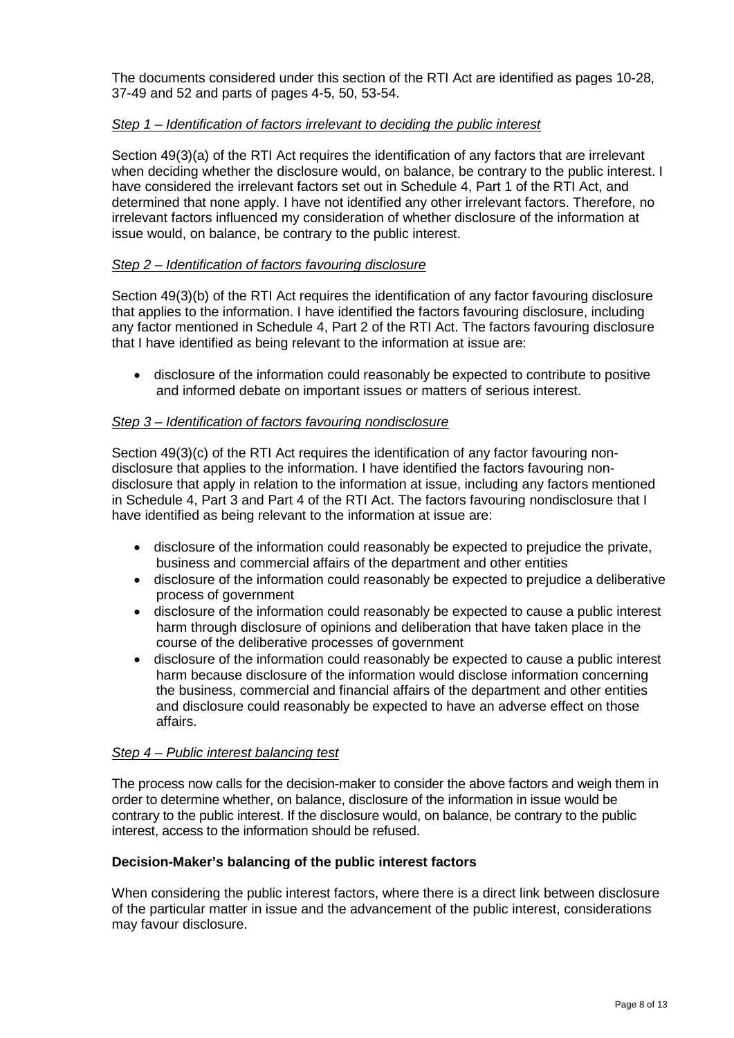The documents considered under this section of the RTI Act are identified as pages 10-28, 37-49 and 52 and parts of pages 4-5, 50, 53-54.

*Step 1 – Identification of factors irrelevant to deciding the public interest*

Section 49(3)(a) of the RTI Act requires the identification of any factors that are irrelevant when deciding whether the disclosure would, on balance, be contrary to the public interest. I have considered the irrelevant factors set out in Schedule 4, Part 1 of the RTI Act, and determined that none apply. I have not identified any other irrelevant factors. Therefore, no irrelevant factors influenced my consideration of whether disclosure of the information at issue would, on balance, be contrary to the public interest.

*Step 2 – Identification of factors favouring disclosure*

Section 49(3)(b) of the RTI Act requires the identification of any factor favouring disclosure that applies to the information. I have identified the factors favouring disclosure, including any factor mentioned in Schedule 4, Part 2 of the RTI Act. The factors favouring disclosure that I have identified as being relevant to the information at issue are:

- disclosure of the information could reasonably be expected to contribute to positive and informed debate on important issues or matters of serious interest.

*Step 3 – Identification of factors favouring nondisclosure*

Section 49(3)(c) of the RTI Act requires the identification of any factor favouring non-disclosure that applies to the information. I have identified the factors favouring non-disclosure that apply in relation to the information at issue, including any factors mentioned in Schedule 4, Part 3 and Part 4 of the RTI Act. The factors favouring nondisclosure that I have identified as being relevant to the information at issue are:

- disclosure of the information could reasonably be expected to prejudice the private, business and commercial affairs of the department and other entities
- disclosure of the information could reasonably be expected to prejudice a deliberative process of government
- disclosure of the information could reasonably be expected to cause a public interest harm through disclosure of opinions and deliberation that have taken place in the course of the deliberative processes of government
- disclosure of the information could reasonably be expected to cause a public interest harm because disclosure of the information would disclose information concerning the business, commercial and financial affairs of the department and other entities and disclosure could reasonably be expected to have an adverse effect on those affairs.

*Step 4 – Public interest balancing test*

The process now calls for the decision-maker to consider the above factors and weigh them in order to determine whether, on balance, disclosure of the information in issue would be contrary to the public interest. If the disclosure would, on balance, be contrary to the public interest, access to the information should be refused.

**Decision-Maker's balancing of the public interest factors**

When considering the public interest factors, where there is a direct link between disclosure of the particular matter in issue and the advancement of the public interest, considerations may favour disclosure.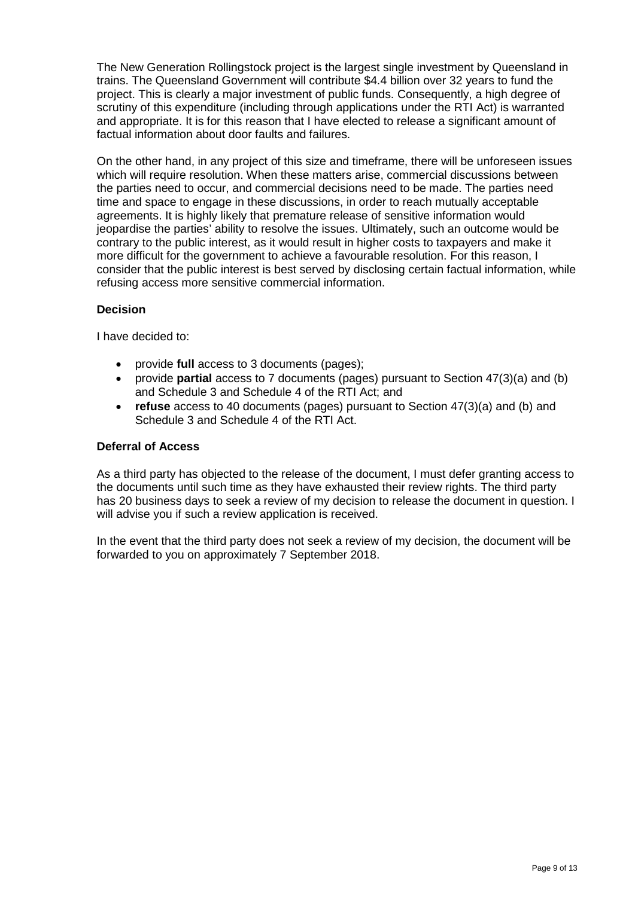The New Generation Rollingstock project is the largest single investment by Queensland in trains. The Queensland Government will contribute $4.4 billion over 32 years to fund the project. This is clearly a major investment of public funds. Consequently, a high degree of scrutiny of this expenditure (including through applications under the RTI Act) is warranted and appropriate. It is for this reason that I have elected to release a significant amount of factual information about door faults and failures.

On the other hand, in any project of this size and timeframe, there will be unforeseen issues which will require resolution. When these matters arise, commercial discussions between the parties need to occur, and commercial decisions need to be made. The parties need time and space to engage in these discussions, in order to reach mutually acceptable agreements. It is highly likely that premature release of sensitive information would jeopardise the parties' ability to resolve the issues. Ultimately, such an outcome would be contrary to the public interest, as it would result in higher costs to taxpayers and make it more difficult for the government to achieve a favourable resolution. For this reason, I consider that the public interest is best served by disclosing certain factual information, while refusing access more sensitive commercial information.

**Decision**

I have decided to:

- provide **full** access to 3 documents (pages);
- provide **partial** access to 7 documents (pages) pursuant to Section 47(3)(a) and (b) and Schedule 3 and Schedule 4 of the RTI Act; and
- **refuse** access to 40 documents (pages) pursuant to Section 47(3)(a) and (b) and Schedule 3 and Schedule 4 of the RTI Act.

**Deferral of Access**

As a third party has objected to the release of the document, I must defer granting access to the documents until such time as they have exhausted their review rights. The third party has 20 business days to seek a review of my decision to release the document in question. I will advise you if such a review application is received.

In the event that the third party does not seek a review of my decision, the document will be forwarded to you on approximately 7 September 2018.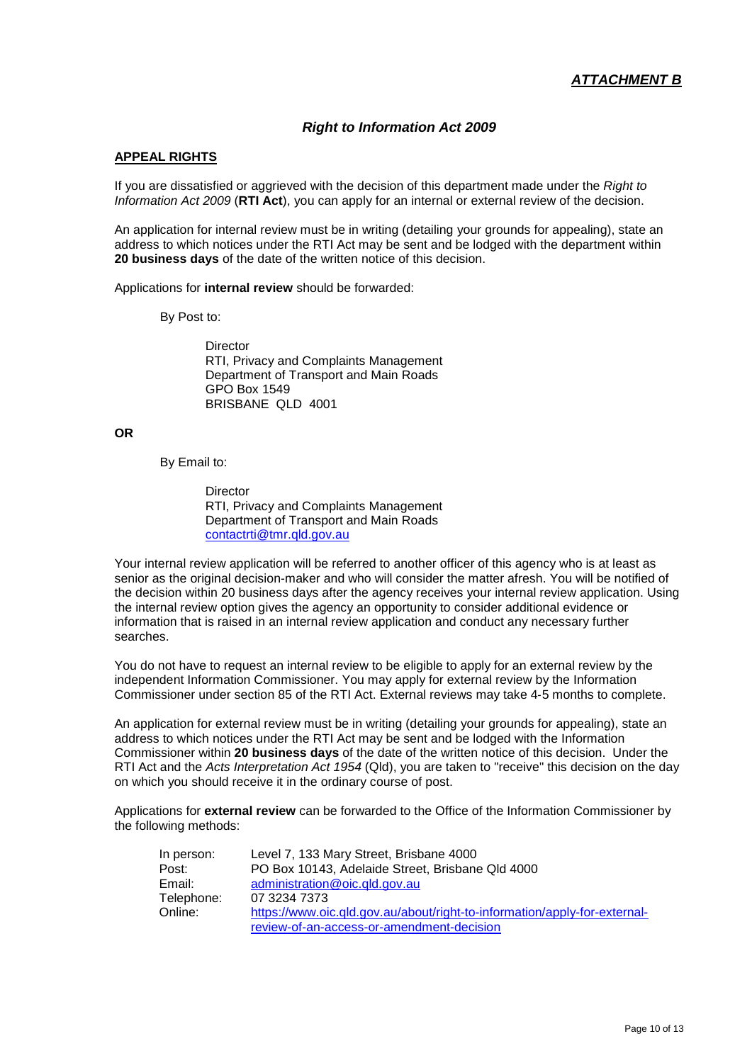***ATTACHMENT B***

## *Right to Information Act 2009*

**APPEAL RIGHTS**

If you are dissatisfied or aggrieved with the decision of this department made under the *Right to Information Act 2009* (**RTI Act**), you can apply for an internal or external review of the decision.

An application for internal review must be in writing (detailing your grounds for appealing), state an address to which notices under the RTI Act may be sent and be lodged with the department within **20 business days** of the date of the written notice of this decision.

Applications for **internal review** should be forwarded:

By Post to:

> Director
> RTI, Privacy and Complaints Management
> Department of Transport and Main Roads
> GPO Box 1549
> BRISBANE QLD 4001

**OR**

By Email to:

> Director
> RTI, Privacy and Complaints Management
> Department of Transport and Main Roads
> contactrti@tmr.qld.gov.au

Your internal review application will be referred to another officer of this agency who is at least as senior as the original decision-maker and who will consider the matter afresh. You will be notified of the decision within 20 business days after the agency receives your internal review application. Using the internal review option gives the agency an opportunity to consider additional evidence or information that is raised in an internal review application and conduct any necessary further searches.

You do not have to request an internal review to be eligible to apply for an external review by the independent Information Commissioner. You may apply for external review by the Information Commissioner under section 85 of the RTI Act. External reviews may take 4-5 months to complete.

An application for external review must be in writing (detailing your grounds for appealing), state an address to which notices under the RTI Act may be sent and be lodged with the Information Commissioner within **20 business days** of the date of the written notice of this decision. Under the RTI Act and the *Acts Interpretation Act 1954* (Qld), you are taken to "receive" this decision on the day on which you should receive it in the ordinary course of post.

Applications for **external review** can be forwarded to the Office of the Information Commissioner by the following methods:

| | |
|---|---|
| In person: | Level 7, 133 Mary Street, Brisbane 4000 |
| Post: | PO Box 10143, Adelaide Street, Brisbane Qld 4000 |
| Email: | administration@oic.qld.gov.au |
| Telephone: | 07 3234 7373 |
| Online: | https://www.oic.qld.gov.au/about/right-to-information/apply-for-external-review-of-an-access-or-amendment-decision |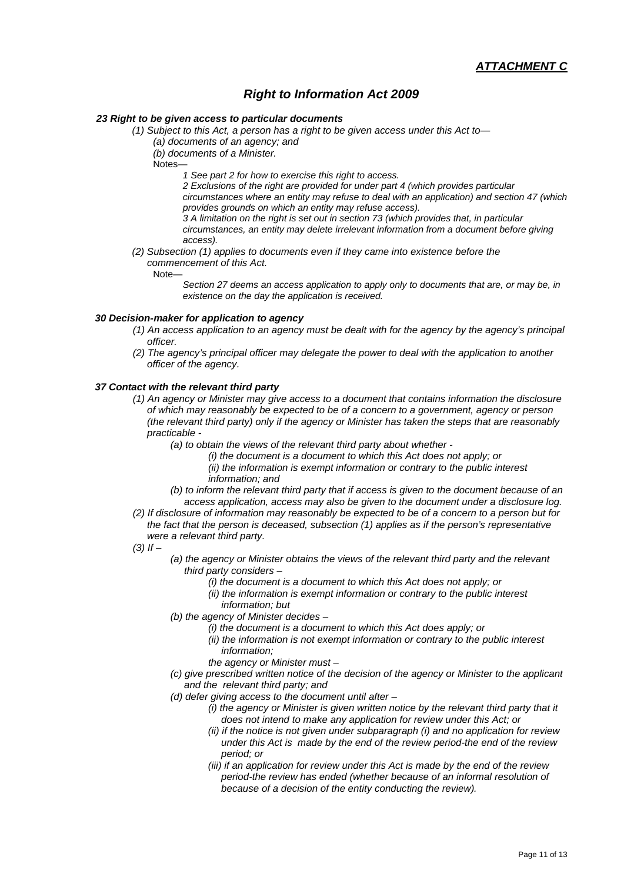***ATTACHMENT C***

## *Right to Information Act 2009*

***23 Right to be given access to particular documents***

*(1) Subject to this Act, a person has a right to be given access under this Act to—*

*(a) documents of an agency; and*

*(b) documents of a Minister.*

Notes—

*1 See part 2 for how to exercise this right to access.*

*2 Exclusions of the right are provided for under part 4 (which provides particular circumstances where an entity may refuse to deal with an application) and section 47 (which provides grounds on which an entity may refuse access).*

*3 A limitation on the right is set out in section 73 (which provides that, in particular circumstances, an entity may delete irrelevant information from a document before giving access).*

*(2) Subsection (1) applies to documents even if they came into existence before the commencement of this Act.*

Note—

*Section 27 deems an access application to apply only to documents that are, or may be, in existence on the day the application is received.*

***30 Decision-maker for application to agency***

*(1) An access application to an agency must be dealt with for the agency by the agency's principal officer.*

*(2) The agency's principal officer may delegate the power to deal with the application to another officer of the agency.*

***37 Contact with the relevant third party***

*(1) An agency or Minister may give access to a document that contains information the disclosure of which may reasonably be expected to be of a concern to a government, agency or person (the relevant third party) only if the agency or Minister has taken the steps that are reasonably practicable -*

*(a) to obtain the views of the relevant third party about whether -*

*(i) the document is a document to which this Act does not apply; or*

*(ii) the information is exempt information or contrary to the public interest information; and*

*(b) to inform the relevant third party that if access is given to the document because of an access application, access may also be given to the document under a disclosure log.*

*(2) If disclosure of information may reasonably be expected to be of a concern to a person but for the fact that the person is deceased, subsection (1) applies as if the person's representative were a relevant third party.*

*(3) If –*

*(a) the agency or Minister obtains the views of the relevant third party and the relevant third party considers –*

*(i) the document is a document to which this Act does not apply; or*

*(ii) the information is exempt information or contrary to the public interest information; but*

*(b) the agency of Minister decides –*

*(i) the document is a document to which this Act does apply; or*

*(ii) the information is not exempt information or contrary to the public interest information;*

*the agency or Minister must –*

*(c) give prescribed written notice of the decision of the agency or Minister to the applicant and the relevant third party; and*

*(d) defer giving access to the document until after –*

*(i) the agency or Minister is given written notice by the relevant third party that it does not intend to make any application for review under this Act; or*

*(ii) if the notice is not given under subparagraph (i) and no application for review under this Act is made by the end of the review period-the end of the review period; or*

*(iii) if an application for review under this Act is made by the end of the review period-the review has ended (whether because of an informal resolution of because of a decision of the entity conducting the review).*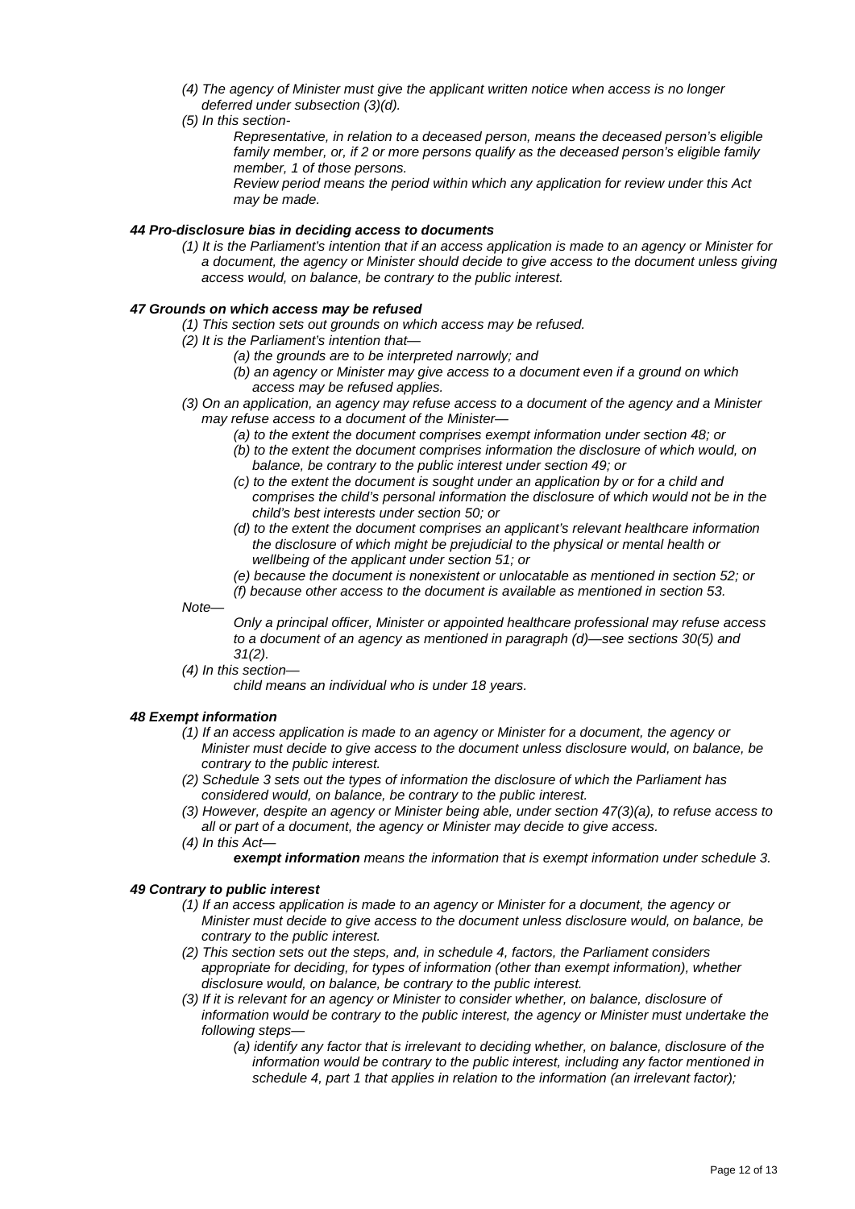*(4) The agency of Minister must give the applicant written notice when access is no longer deferred under subsection (3)(d).*

*(5) In this section-*

*Representative, in relation to a deceased person, means the deceased person's eligible family member, or, if 2 or more persons qualify as the deceased person's eligible family member, 1 of those persons.*

*Review period means the period within which any application for review under this Act may be made.*

***44 Pro-disclosure bias in deciding access to documents***

*(1) It is the Parliament's intention that if an access application is made to an agency or Minister for a document, the agency or Minister should decide to give access to the document unless giving access would, on balance, be contrary to the public interest.*

***47 Grounds on which access may be refused***

*(1) This section sets out grounds on which access may be refused.*

*(2) It is the Parliament's intention that—*

*(a) the grounds are to be interpreted narrowly; and*

*(b) an agency or Minister may give access to a document even if a ground on which access may be refused applies.*

*(3) On an application, an agency may refuse access to a document of the agency and a Minister may refuse access to a document of the Minister—*

*(a) to the extent the document comprises exempt information under section 48; or*

*(b) to the extent the document comprises information the disclosure of which would, on balance, be contrary to the public interest under section 49; or*

*(c) to the extent the document is sought under an application by or for a child and comprises the child's personal information the disclosure of which would not be in the child's best interests under section 50; or*

*(d) to the extent the document comprises an applicant's relevant healthcare information the disclosure of which might be prejudicial to the physical or mental health or wellbeing of the applicant under section 51; or*

*(e) because the document is nonexistent or unlocatable as mentioned in section 52; or*

*(f) because other access to the document is available as mentioned in section 53.*

*Note—*

*Only a principal officer, Minister or appointed healthcare professional may refuse access to a document of an agency as mentioned in paragraph (d)—see sections 30(5) and 31(2).*

*(4) In this section—*

*child means an individual who is under 18 years.*

***48 Exempt information***

*(1) If an access application is made to an agency or Minister for a document, the agency or Minister must decide to give access to the document unless disclosure would, on balance, be contrary to the public interest.*

*(2) Schedule 3 sets out the types of information the disclosure of which the Parliament has considered would, on balance, be contrary to the public interest.*

*(3) However, despite an agency or Minister being able, under section 47(3)(a), to refuse access to all or part of a document, the agency or Minister may decide to give access.*

*(4) In this Act—*

***exempt information*** *means the information that is exempt information under schedule 3.*

***49 Contrary to public interest***

*(1) If an access application is made to an agency or Minister for a document, the agency or Minister must decide to give access to the document unless disclosure would, on balance, be contrary to the public interest.*

*(2) This section sets out the steps, and, in schedule 4, factors, the Parliament considers appropriate for deciding, for types of information (other than exempt information), whether disclosure would, on balance, be contrary to the public interest.*

*(3) If it is relevant for an agency or Minister to consider whether, on balance, disclosure of information would be contrary to the public interest, the agency or Minister must undertake the following steps—*

*(a) identify any factor that is irrelevant to deciding whether, on balance, disclosure of the information would be contrary to the public interest, including any factor mentioned in schedule 4, part 1 that applies in relation to the information (an irrelevant factor);*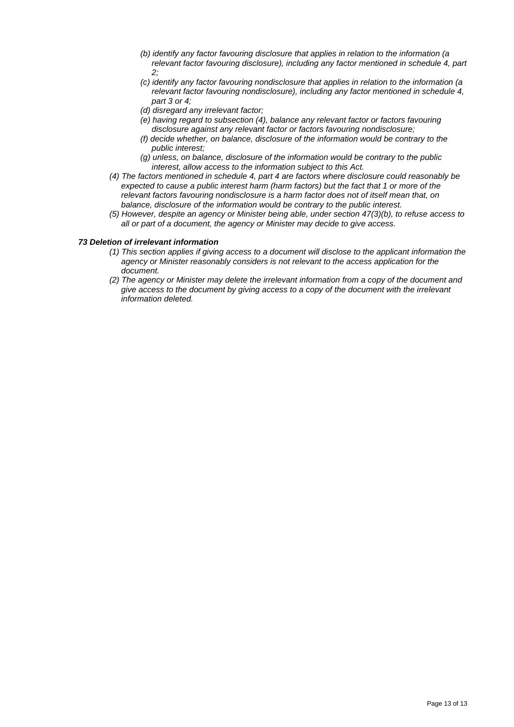*(b) identify any factor favouring disclosure that applies in relation to the information (a relevant factor favouring disclosure), including any factor mentioned in schedule 4, part 2;*

*(c) identify any factor favouring nondisclosure that applies in relation to the information (a relevant factor favouring nondisclosure), including any factor mentioned in schedule 4, part 3 or 4;*

*(d) disregard any irrelevant factor;*

*(e) having regard to subsection (4), balance any relevant factor or factors favouring disclosure against any relevant factor or factors favouring nondisclosure;*

*(f) decide whether, on balance, disclosure of the information would be contrary to the public interest;*

*(g) unless, on balance, disclosure of the information would be contrary to the public interest, allow access to the information subject to this Act.*

*(4) The factors mentioned in schedule 4, part 4 are factors where disclosure could reasonably be expected to cause a public interest harm (harm factors) but the fact that 1 or more of the relevant factors favouring nondisclosure is a harm factor does not of itself mean that, on balance, disclosure of the information would be contrary to the public interest.*

*(5) However, despite an agency or Minister being able, under section 47(3)(b), to refuse access to all or part of a document, the agency or Minister may decide to give access.*

***73 Deletion of irrelevant information***

*(1) This section applies if giving access to a document will disclose to the applicant information the agency or Minister reasonably considers is not relevant to the access application for the document.*

*(2) The agency or Minister may delete the irrelevant information from a copy of the document and give access to the document by giving access to a copy of the document with the irrelevant information deleted.*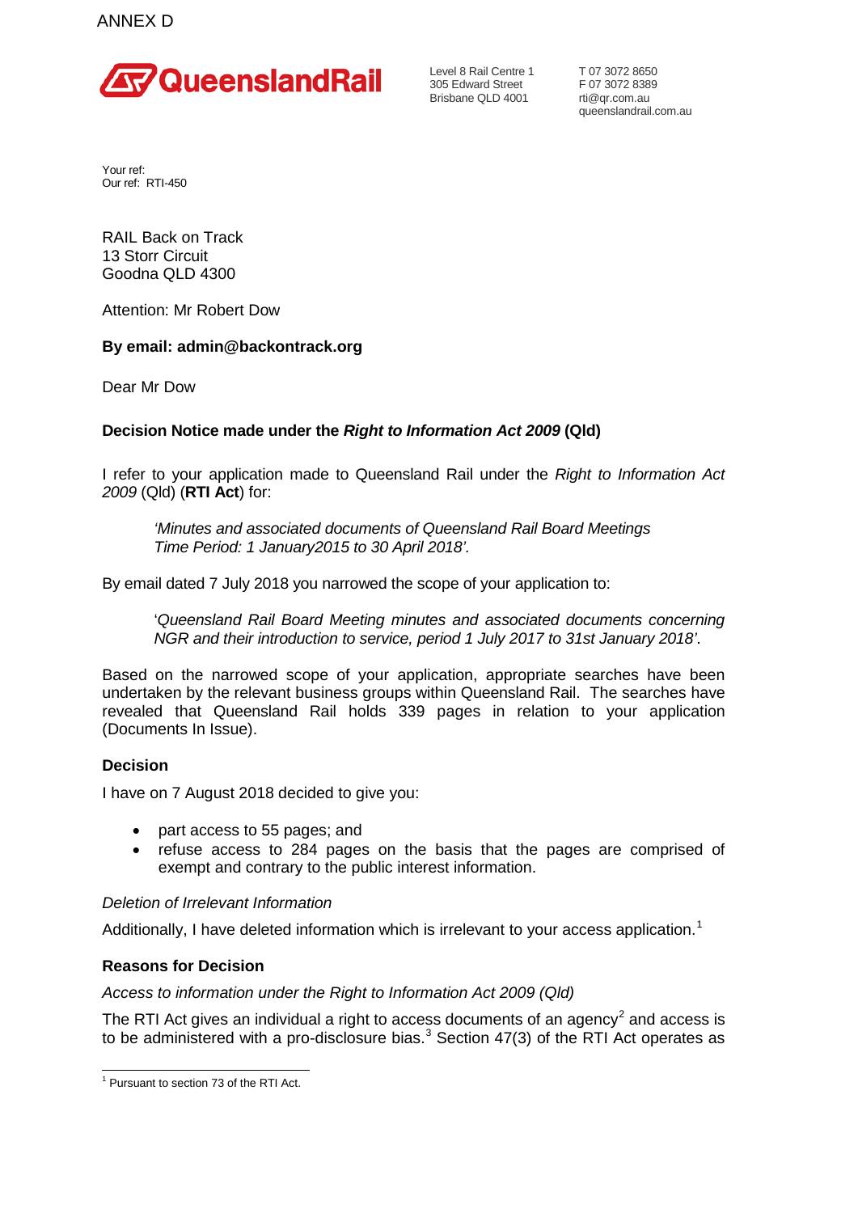ANNEX D

Queensland Rail

Level 8 Rail Centre 1
305 Edward Street
Brisbane QLD 4001

T 07 3072 8650
F 07 3072 8389
rti@qr.com.au
queenslandrail.com.au

Your ref:
Our ref: RTI-450

RAIL Back on Track
13 Storr Circuit
Goodna QLD 4300

Attention: Mr Robert Dow

**By email: admin@backontrack.org**

Dear Mr Dow

**Decision Notice made under the *Right to Information Act 2009* (Qld)**

I refer to your application made to Queensland Rail under the *Right to Information Act 2009* (Qld) (**RTI Act**) for:

> *'Minutes and associated documents of Queensland Rail Board Meetings Time Period: 1 January2015 to 30 April 2018'.*

By email dated 7 July 2018 you narrowed the scope of your application to:

> '*Queensland Rail Board Meeting minutes and associated documents concerning NGR and their introduction to service, period 1 July 2017 to 31st January 2018'*.

Based on the narrowed scope of your application, appropriate searches have been undertaken by the relevant business groups within Queensland Rail. The searches have revealed that Queensland Rail holds 339 pages in relation to your application (Documents In Issue).

**Decision**

I have on 7 August 2018 decided to give you:

- part access to 55 pages; and
- refuse access to 284 pages on the basis that the pages are comprised of exempt and contrary to the public interest information.

*Deletion of Irrelevant Information*

Additionally, I have deleted information which is irrelevant to your access application.[1]

**Reasons for Decision**

*Access to information under the Right to Information Act 2009 (Qld)*

The RTI Act gives an individual a right to access documents of an agency[2] and access is to be administered with a pro-disclosure bias.[3] Section 47(3) of the RTI Act operates as

[1] Pursuant to section 73 of the RTI Act.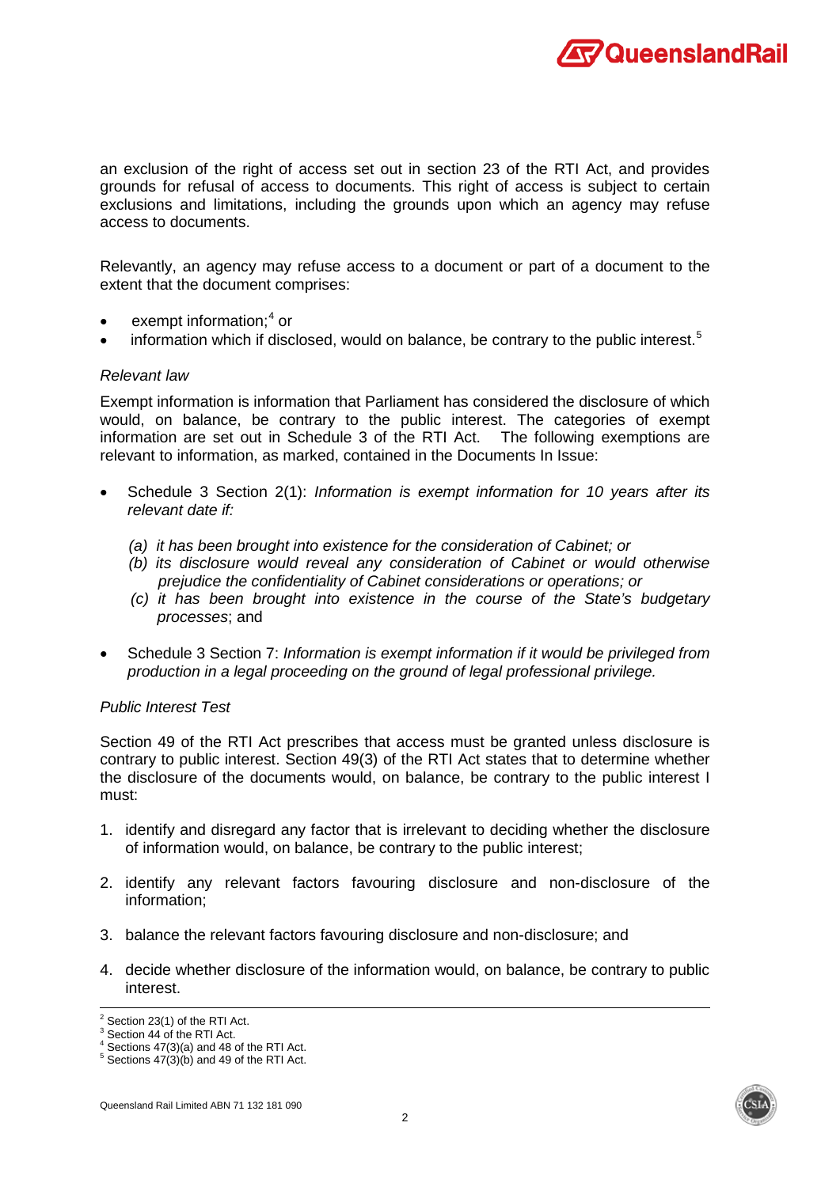an exclusion of the right of access set out in section 23 of the RTI Act, and provides grounds for refusal of access to documents. This right of access is subject to certain exclusions and limitations, including the grounds upon which an agency may refuse access to documents.

Relevantly, an agency may refuse access to a document or part of a document to the extent that the document comprises:

- exempt information;[4] or
- information which if disclosed, would on balance, be contrary to the public interest.[5]

*Relevant law*

Exempt information is information that Parliament has considered the disclosure of which would, on balance, be contrary to the public interest. The categories of exempt information are set out in Schedule 3 of the RTI Act. The following exemptions are relevant to information, as marked, contained in the Documents In Issue:

- Schedule 3 Section 2(1): *Information is exempt information for 10 years after its relevant date if:*

  *(a) it has been brought into existence for the consideration of Cabinet; or*
  *(b) its disclosure would reveal any consideration of Cabinet or would otherwise prejudice the confidentiality of Cabinet considerations or operations; or*
  *(c) it has been brought into existence in the course of the State's budgetary processes*; and

- Schedule 3 Section 7: *Information is exempt information if it would be privileged from production in a legal proceeding on the ground of legal professional privilege.*

*Public Interest Test*

Section 49 of the RTI Act prescribes that access must be granted unless disclosure is contrary to public interest. Section 49(3) of the RTI Act states that to determine whether the disclosure of the documents would, on balance, be contrary to the public interest I must:

1. identify and disregard any factor that is irrelevant to deciding whether the disclosure of information would, on balance, be contrary to the public interest;

2. identify any relevant factors favouring disclosure and non-disclosure of the information;

3. balance the relevant factors favouring disclosure and non-disclosure; and

4. decide whether disclosure of the information would, on balance, be contrary to public interest.

---

[2] Section 23(1) of the RTI Act.
[3] Section 44 of the RTI Act.
[4] Sections 47(3)(a) and 48 of the RTI Act.
[5] Sections 47(3)(b) and 49 of the RTI Act.

Queensland Rail Limited ABN 71 132 181 090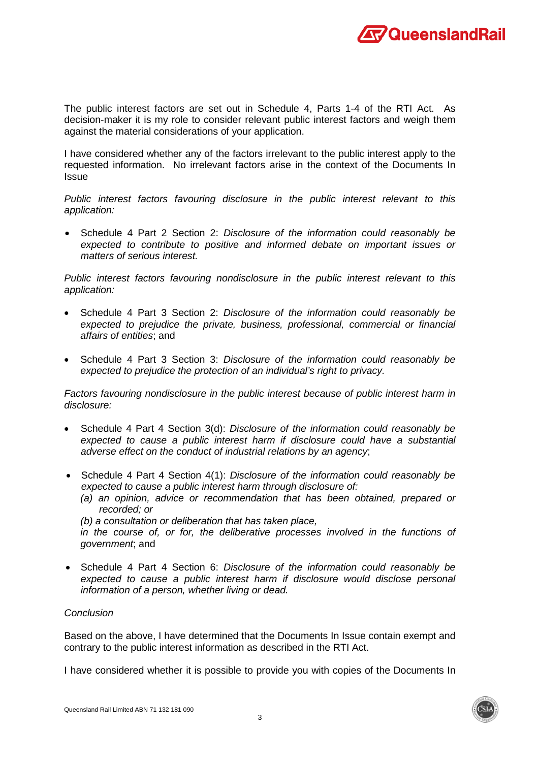The public interest factors are set out in Schedule 4, Parts 1-4 of the RTI Act. As decision-maker it is my role to consider relevant public interest factors and weigh them against the material considerations of your application.

I have considered whether any of the factors irrelevant to the public interest apply to the requested information. No irrelevant factors arise in the context of the Documents In Issue

*Public interest factors favouring disclosure in the public interest relevant to this application:*

- Schedule 4 Part 2 Section 2: *Disclosure of the information could reasonably be expected to contribute to positive and informed debate on important issues or matters of serious interest.*

*Public interest factors favouring nondisclosure in the public interest relevant to this application:*

- Schedule 4 Part 3 Section 2: *Disclosure of the information could reasonably be expected to prejudice the private, business, professional, commercial or financial affairs of entities*; and

- Schedule 4 Part 3 Section 3: *Disclosure of the information could reasonably be expected to prejudice the protection of an individual's right to privacy.*

*Factors favouring nondisclosure in the public interest because of public interest harm in disclosure:*

- Schedule 4 Part 4 Section 3(d): *Disclosure of the information could reasonably be expected to cause a public interest harm if disclosure could have a substantial adverse effect on the conduct of industrial relations by an agency*;

- Schedule 4 Part 4 Section 4(1): *Disclosure of the information could reasonably be expected to cause a public interest harm through disclosure of:*
  *(a) an opinion, advice or recommendation that has been obtained, prepared or recorded; or*
  *(b) a consultation or deliberation that has taken place,*
  *in the course of, or for, the deliberative processes involved in the functions of government*; and

- Schedule 4 Part 4 Section 6: *Disclosure of the information could reasonably be expected to cause a public interest harm if disclosure would disclose personal information of a person, whether living or dead.*

*Conclusion*

Based on the above, I have determined that the Documents In Issue contain exempt and contrary to the public interest information as described in the RTI Act.

I have considered whether it is possible to provide you with copies of the Documents In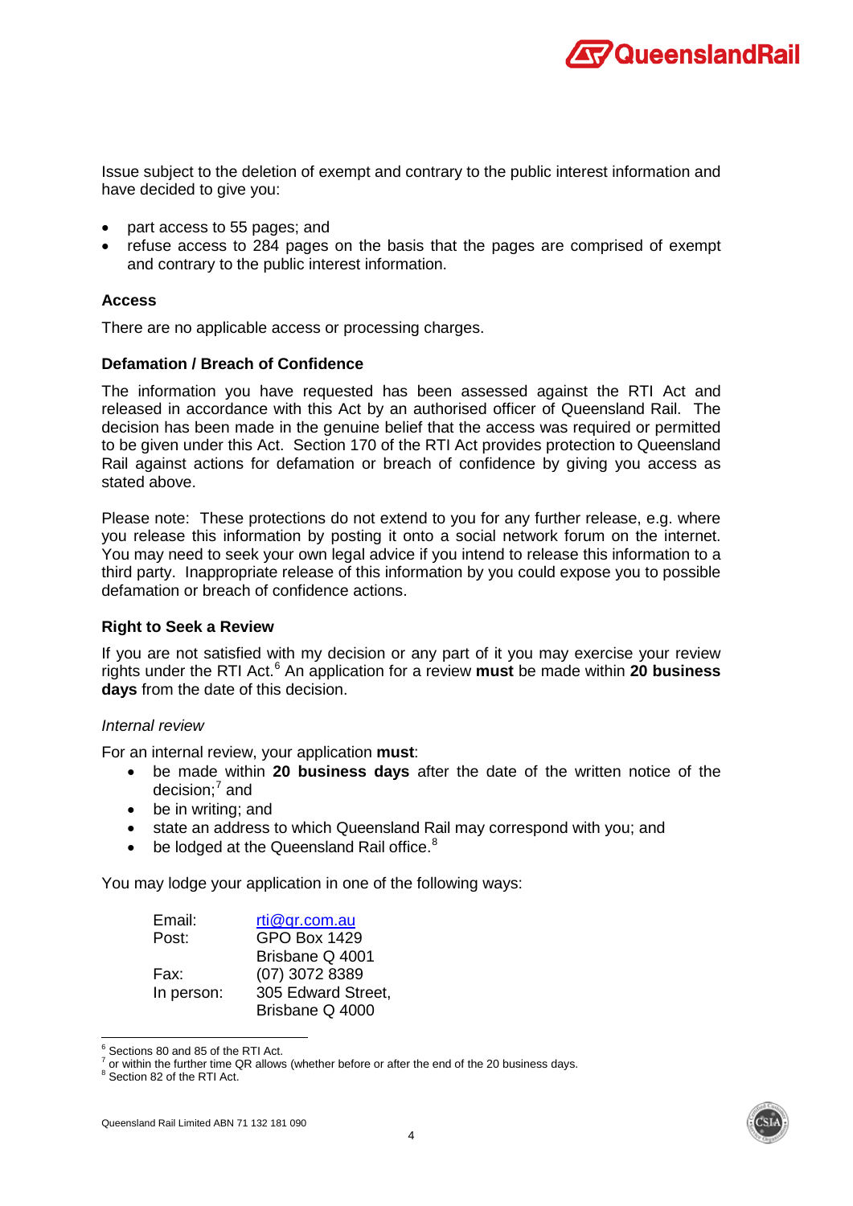Issue subject to the deletion of exempt and contrary to the public interest information and have decided to give you:

- part access to 55 pages; and
- refuse access to 284 pages on the basis that the pages are comprised of exempt and contrary to the public interest information.

**Access**

There are no applicable access or processing charges.

**Defamation / Breach of Confidence**

The information you have requested has been assessed against the RTI Act and released in accordance with this Act by an authorised officer of Queensland Rail. The decision has been made in the genuine belief that the access was required or permitted to be given under this Act. Section 170 of the RTI Act provides protection to Queensland Rail against actions for defamation or breach of confidence by giving you access as stated above.

Please note: These protections do not extend to you for any further release, e.g. where you release this information by posting it onto a social network forum on the internet. You may need to seek your own legal advice if you intend to release this information to a third party. Inappropriate release of this information by you could expose you to possible defamation or breach of confidence actions.

**Right to Seek a Review**

If you are not satisfied with my decision or any part of it you may exercise your review rights under the RTI Act.[6] An application for a review **must** be made within **20 business days** from the date of this decision.

*Internal review*

For an internal review, your application **must**:

- be made within **20 business days** after the date of the written notice of the decision;[7] and
- be in writing; and
- state an address to which Queensland Rail may correspond with you; and
- be lodged at the Queensland Rail office.[8]

You may lodge your application in one of the following ways:

| | |
|---|---|
| Email: | rti@qr.com.au |
| Post: | GPO Box 1429<br>Brisbane Q 4001 |
| Fax: | (07) 3072 8389 |
| In person: | 305 Edward Street,<br>Brisbane Q 4000 |

---

[6] Sections 80 and 85 of the RTI Act.
[7] or within the further time QR allows (whether before or after the end of the 20 business days.
[8] Section 82 of the RTI Act.

Queensland Rail Limited ABN 71 132 181 090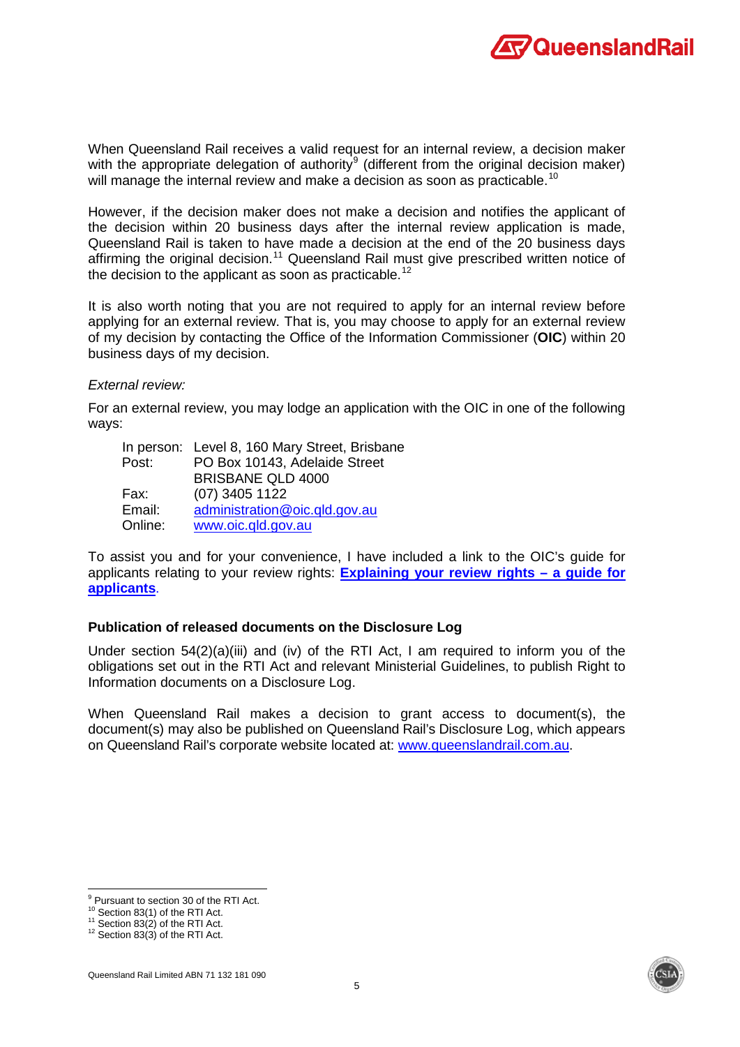When Queensland Rail receives a valid request for an internal review, a decision maker with the appropriate delegation of authority[9] (different from the original decision maker) will manage the internal review and make a decision as soon as practicable.[10]

However, if the decision maker does not make a decision and notifies the applicant of the decision within 20 business days after the internal review application is made, Queensland Rail is taken to have made a decision at the end of the 20 business days affirming the original decision.[11] Queensland Rail must give prescribed written notice of the decision to the applicant as soon as practicable.[12]

It is also worth noting that you are not required to apply for an internal review before applying for an external review. That is, you may choose to apply for an external review of my decision by contacting the Office of the Information Commissioner (**OIC**) within 20 business days of my decision.

*External review:*

For an external review, you may lodge an application with the OIC in one of the following ways:

| | |
|---|---|
| In person: | Level 8, 160 Mary Street, Brisbane |
| Post: | PO Box 10143, Adelaide Street<br>BRISBANE QLD 4000 |
| Fax: | (07) 3405 1122 |
| Email: | administration@oic.qld.gov.au |
| Online: | www.oic.qld.gov.au |

To assist you and for your convenience, I have included a link to the OIC's guide for applicants relating to your review rights: **Explaining your review rights – a guide for applicants**.

**Publication of released documents on the Disclosure Log**

Under section 54(2)(a)(iii) and (iv) of the RTI Act, I am required to inform you of the obligations set out in the RTI Act and relevant Ministerial Guidelines, to publish Right to Information documents on a Disclosure Log.

When Queensland Rail makes a decision to grant access to document(s), the document(s) may also be published on Queensland Rail's Disclosure Log, which appears on Queensland Rail's corporate website located at: www.queenslandrail.com.au.

---

[9] Pursuant to section 30 of the RTI Act.
[10] Section 83(1) of the RTI Act.
[11] Section 83(2) of the RTI Act.
[12] Section 83(3) of the RTI Act.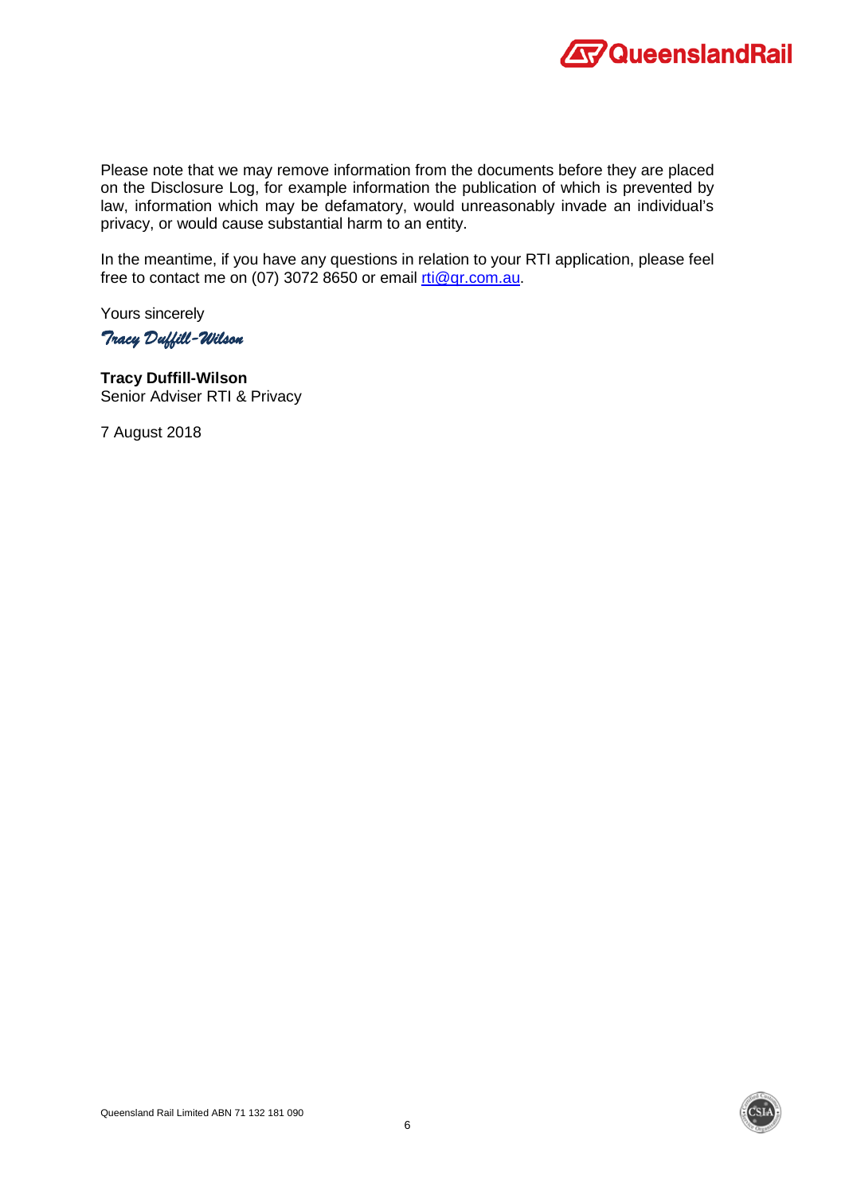Please note that we may remove information from the documents before they are placed on the Disclosure Log, for example information the publication of which is prevented by law, information which may be defamatory, would unreasonably invade an individual's privacy, or would cause substantial harm to an entity.

In the meantime, if you have any questions in relation to your RTI application, please feel free to contact me on (07) 3072 8650 or email rti@qr.com.au.

Yours sincerely

*Tracy Duffill-Wilson*

**Tracy Duffill-Wilson**
Senior Adviser RTI & Privacy

7 August 2018